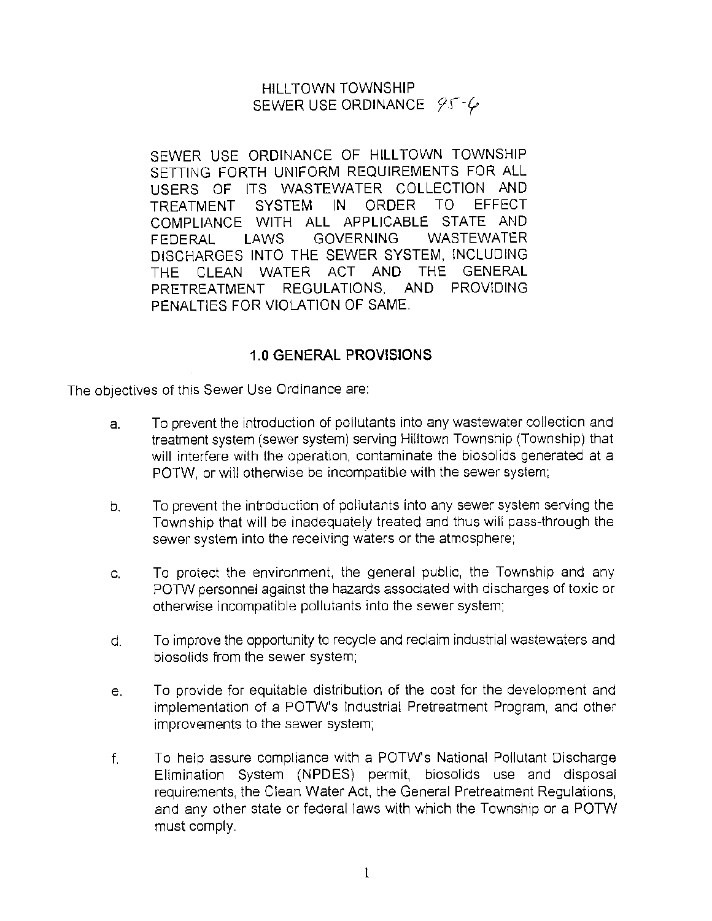# HILLTOWN TOWNSHIP
# SEWER USE ORDINANCE 95-6

SEWER USE ORDINANCE OF HILLTOWN TOWNSHIP SETTING FORTH UNIFORM REQUIREMENTS FOR ALL USERS OF ITS WASTEWATER COLLECTION AND TREATMENT SYSTEM IN ORDER TO EFFECT COMPLIANCE WITH ALL APPLICABLE STATE AND FEDERAL LAWS GOVERNING WASTEWATER DISCHARGES INTO THE SEWER SYSTEM, INCLUDING THE CLEAN WATER ACT AND THE GENERAL PRETREATMENT REGULATIONS, AND PROVIDING PENALTIES FOR VIOLATION OF SAME.

## 1.0 GENERAL PROVISIONS

The objectives of this Sewer Use Ordinance are:

a. To prevent the introduction of pollutants into any wastewater collection and treatment system (sewer system) serving Hilltown Township (Township) that will interfere with the operation, contaminate the biosolids generated at a POTW, or will otherwise be incompatible with the sewer system;

b. To prevent the introduction of pollutants into any sewer system serving the Township that will be inadequately treated and thus will pass-through the sewer system into the receiving waters or the atmosphere;

c. To protect the environment, the general public, the Township and any POTW personnel against the hazards associated with discharges of toxic or otherwise incompatible pollutants into the sewer system;

d. To improve the opportunity to recycle and reclaim industrial wastewaters and biosolids from the sewer system;

e. To provide for equitable distribution of the cost for the development and implementation of a POTW's Industrial Pretreatment Program, and other improvements to the sewer system;

f. To help assure compliance with a POTW's National Pollutant Discharge Elimination System (NPDES) permit, biosolids use and disposal requirements, the Clean Water Act, the General Pretreatment Regulations, and any other state or federal laws with which the Township or a POTW must comply.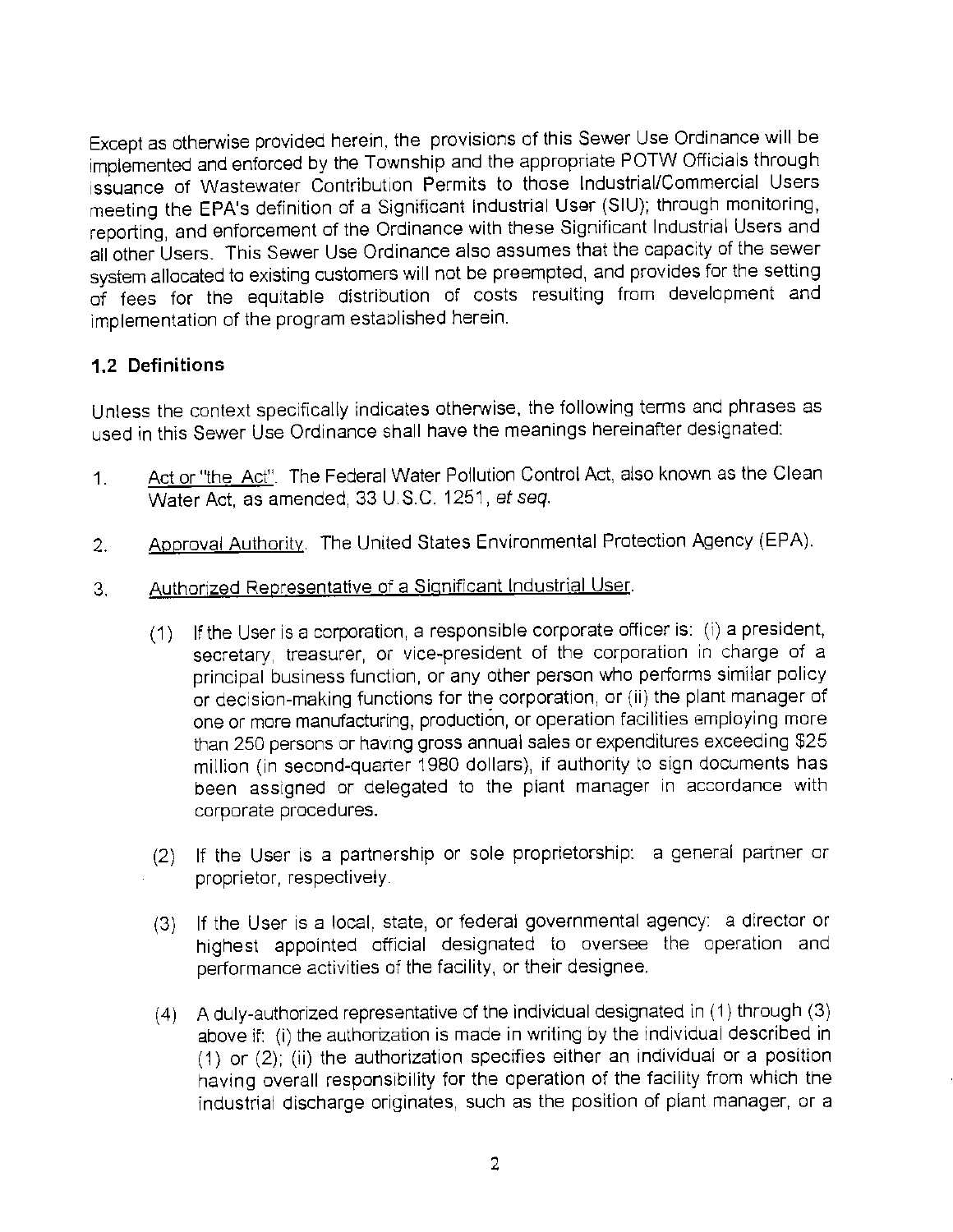Except as otherwise provided herein, the provisions of this Sewer Use Ordinance will be implemented and enforced by the Township and the appropriate POTW Officials through issuance of Wastewater Contribution Permits to those Industrial/Commercial Users meeting the EPA's definition of a Significant Industrial User (SIU); through monitoring, reporting, and enforcement of the Ordinance with these Significant Industrial Users and all other Users. This Sewer Use Ordinance also assumes that the capacity of the sewer system allocated to existing customers will not be preempted, and provides for the setting of fees for the equitable distribution of costs resulting from development and implementation of the program established herein.

### 1.2 Definitions

Unless the context specifically indicates otherwise, the following terms and phrases as used in this Sewer Use Ordinance shall have the meanings hereinafter designated:

1. Act or "the Act". The Federal Water Pollution Control Act, also known as the Clean Water Act, as amended, 33 U.S.C. 1251, *et seq.*

2. Approval Authority. The United States Environmental Protection Agency (EPA).

3. Authorized Representative of a Significant Industrial User.

   (1) If the User is a corporation, a responsible corporate officer is: (i) a president, secretary, treasurer, or vice-president of the corporation in charge of a principal business function, or any other person who performs similar policy or decision-making functions for the corporation, or (ii) the plant manager of one or more manufacturing, production, or operation facilities employing more than 250 persons or having gross annual sales or expenditures exceeding $25 million (in second-quarter 1980 dollars), if authority to sign documents has been assigned or delegated to the plant manager in accordance with corporate procedures.

   (2) If the User is a partnership or sole proprietorship: a general partner or proprietor, respectively.

   (3) If the User is a local, state, or federal governmental agency: a director or highest appointed official designated to oversee the operation and performance activities of the facility, or their designee.

   (4) A duly-authorized representative of the individual designated in (1) through (3) above if: (i) the authorization is made in writing by the individual described in (1) or (2); (ii) the authorization specifies either an individual or a position having overall responsibility for the operation of the facility from which the industrial discharge originates, such as the position of plant manager, or a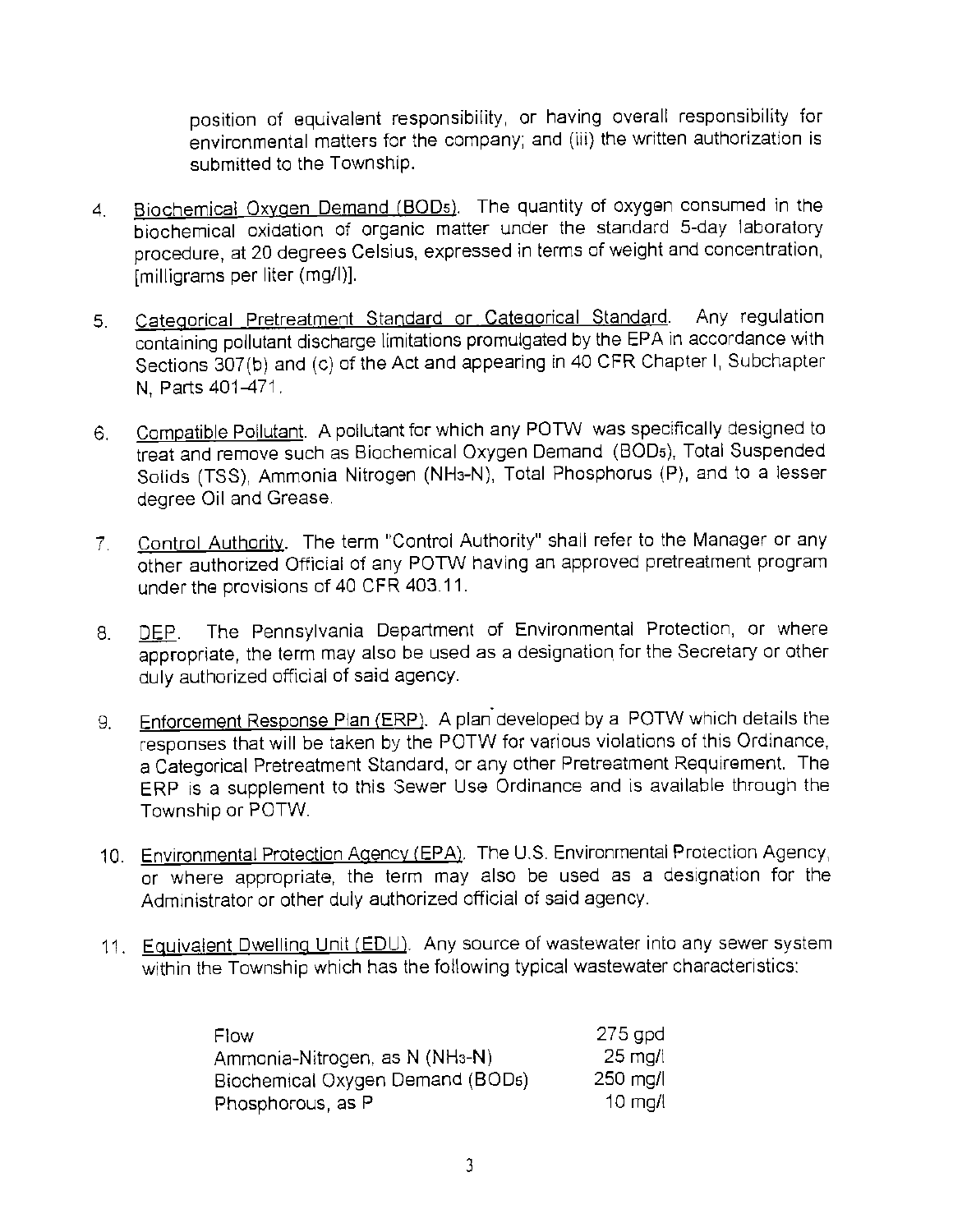position of equivalent responsibility, or having overall responsibility for environmental matters for the company; and (iii) the written authorization is submitted to the Township.

4. Biochemical Oxygen Demand ($BOD_5$). The quantity of oxygen consumed in the biochemical oxidation of organic matter under the standard 5-day laboratory procedure, at 20 degrees Celsius, expressed in terms of weight and concentration, [milligrams per liter (mg/l)].

5. Categorical Pretreatment Standard or Categorical Standard. Any regulation containing pollutant discharge limitations promulgated by the EPA in accordance with Sections 307(b) and (c) of the Act and appearing in 40 CFR Chapter I, Subchapter N, Parts 401-471.

6. Compatible Pollutant. A pollutant for which any POTW was specifically designed to treat and remove such as Biochemical Oxygen Demand ($BOD_5$), Total Suspended Solids (TSS), Ammonia Nitrogen ($NH_3$-N), Total Phosphorus (P), and to a lesser degree Oil and Grease.

7. Control Authority. The term "Control Authority" shall refer to the Manager or any other authorized Official of any POTW having an approved pretreatment program under the provisions of 40 CFR 403.11.

8. DEP. The Pennsylvania Department of Environmental Protection, or where appropriate, the term may also be used as a designation for the Secretary or other duly authorized official of said agency.

9. Enforcement Response Plan (ERP). A plan developed by a POTW which details the responses that will be taken by the POTW for various violations of this Ordinance, a Categorical Pretreatment Standard, or any other Pretreatment Requirement. The ERP is a supplement to this Sewer Use Ordinance and is available through the Township or POTW.

10. Environmental Protection Agency (EPA). The U.S. Environmental Protection Agency, or where appropriate, the term may also be used as a designation for the Administrator or other duly authorized official of said agency.

11. Equivalent Dwelling Unit (EDU). Any source of wastewater into any sewer system within the Township which has the following typical wastewater characteristics:

| | |
|---|---|
| Flow | 275 gpd |
| Ammonia-Nitrogen, as N ($NH_3$-N) | 25 mg/l |
| Biochemical Oxygen Demand ($BOD_5$) | 250 mg/l |
| Phosphorous, as P | 10 mg/l |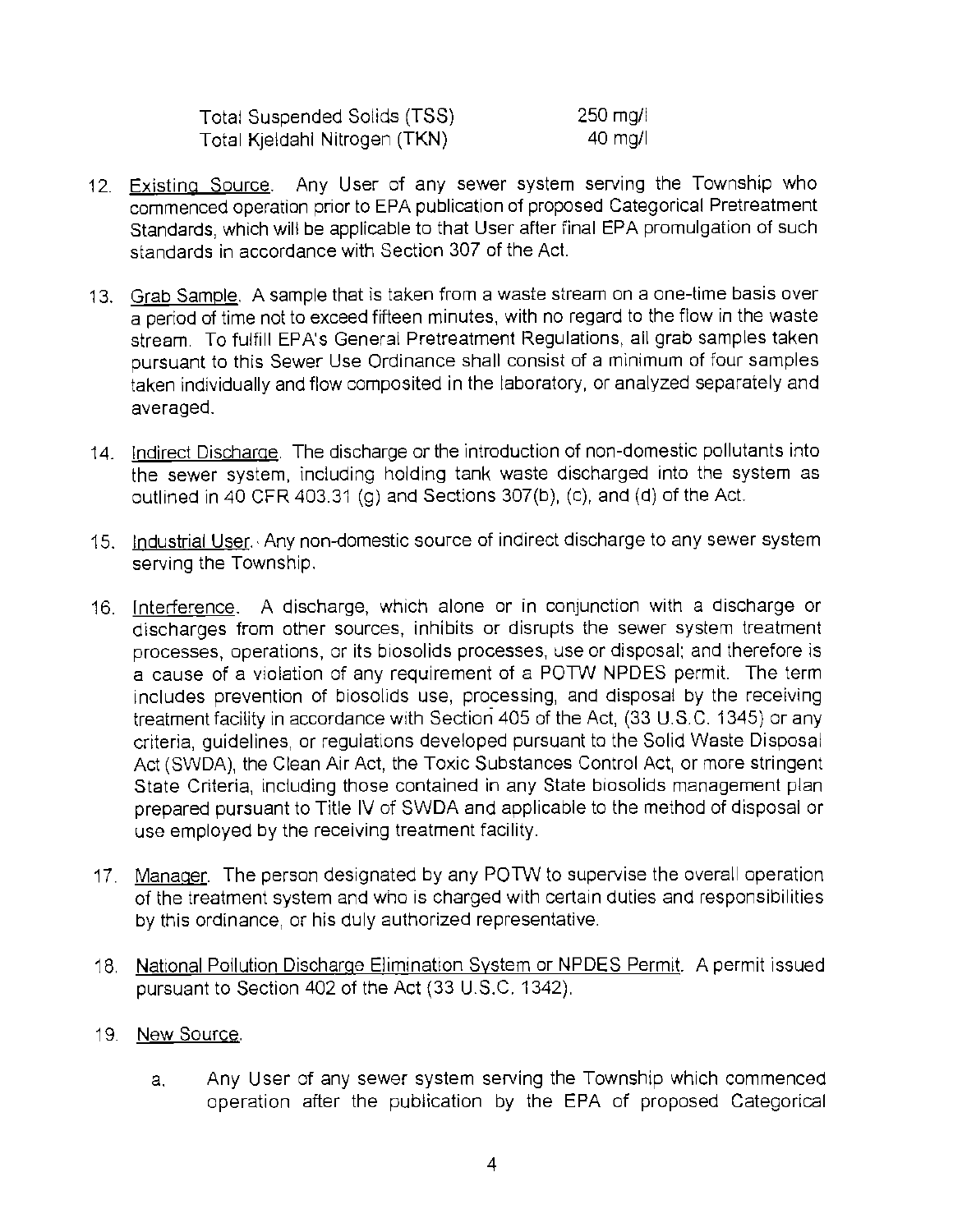| | |
|---|---|
| Total Suspended Solids (TSS) | 250 mg/l |
| Total Kjeldahl Nitrogen (TKN) | 40 mg/l |

12. Existing Source. Any User of any sewer system serving the Township who commenced operation prior to EPA publication of proposed Categorical Pretreatment Standards, which will be applicable to that User after final EPA promulgation of such standards in accordance with Section 307 of the Act.

13. Grab Sample. A sample that is taken from a waste stream on a one-time basis over a period of time not to exceed fifteen minutes, with no regard to the flow in the waste stream. To fulfill EPA's General Pretreatment Regulations, all grab samples taken pursuant to this Sewer Use Ordinance shall consist of a minimum of four samples taken individually and flow composited in the laboratory, or analyzed separately and averaged.

14. Indirect Discharge. The discharge or the introduction of non-domestic pollutants into the sewer system, including holding tank waste discharged into the system as outlined in 40 CFR 403.31 (g) and Sections 307(b), (c), and (d) of the Act.

15. Industrial User. Any non-domestic source of indirect discharge to any sewer system serving the Township.

16. Interference. A discharge, which alone or in conjunction with a discharge or discharges from other sources, inhibits or disrupts the sewer system treatment processes, operations, or its biosolids processes, use or disposal; and therefore is a cause of a violation of any requirement of a POTW NPDES permit. The term includes prevention of biosolids use, processing, and disposal by the receiving treatment facility in accordance with Section 405 of the Act, (33 U.S.C. 1345) or any criteria, guidelines, or regulations developed pursuant to the Solid Waste Disposal Act (SWDA), the Clean Air Act, the Toxic Substances Control Act, or more stringent State Criteria, including those contained in any State biosolids management plan prepared pursuant to Title IV of SWDA and applicable to the method of disposal or use employed by the receiving treatment facility.

17. Manager. The person designated by any POTW to supervise the overall operation of the treatment system and who is charged with certain duties and responsibilities by this ordinance, or his duly authorized representative.

18. National Pollution Discharge Elimination System or NPDES Permit. A permit issued pursuant to Section 402 of the Act (33 U.S.C. 1342).

19. New Source.

    a. Any User of any sewer system serving the Township which commenced operation after the publication by the EPA of proposed Categorical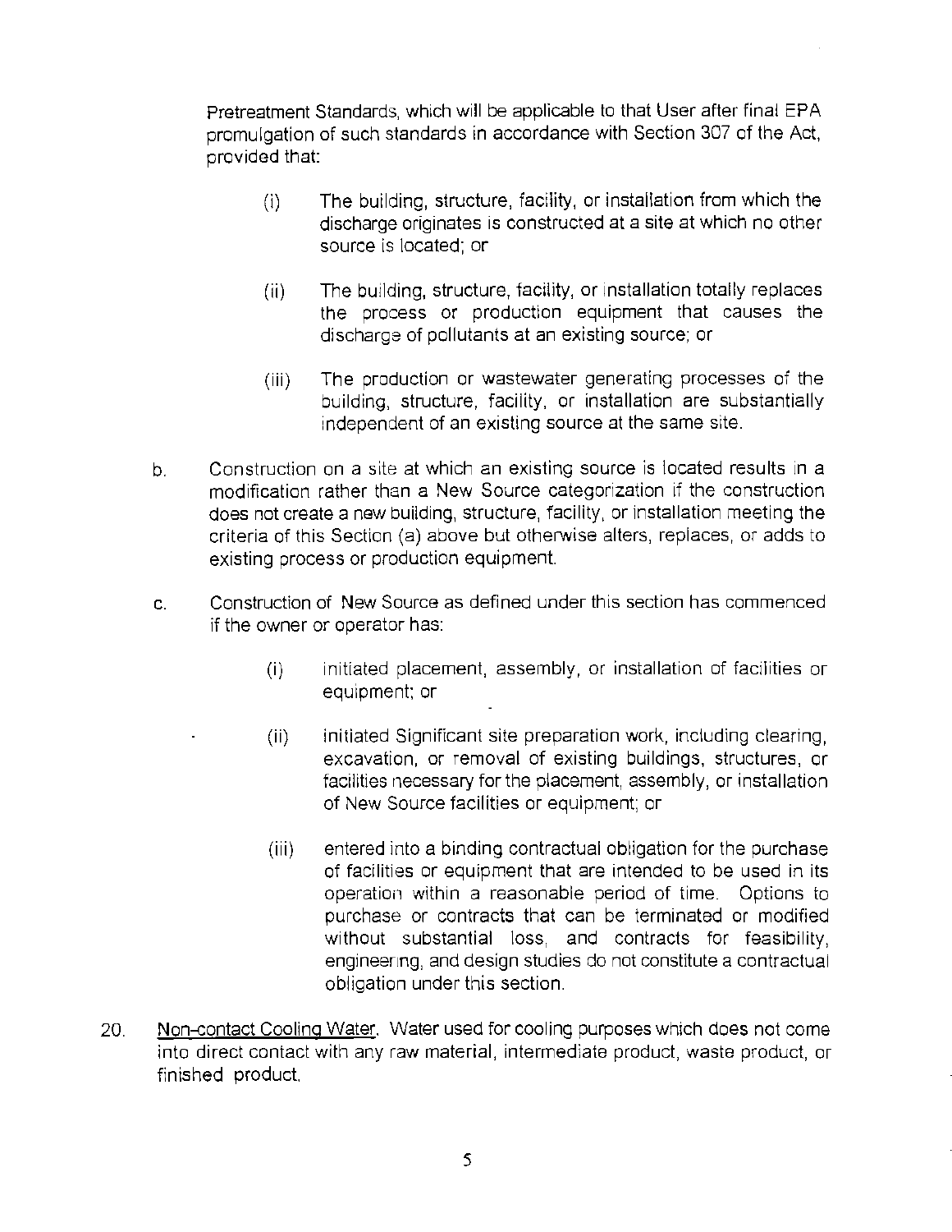Pretreatment Standards, which will be applicable to that User after final EPA promulgation of such standards in accordance with Section 307 of the Act, provided that:

(i) The building, structure, facility, or installation from which the discharge originates is constructed at a site at which no other source is located; or

(ii) The building, structure, facility, or installation totally replaces the process or production equipment that causes the discharge of pollutants at an existing source; or

(iii) The production or wastewater generating processes of the building, structure, facility, or installation are substantially independent of an existing source at the same site.

b. Construction on a site at which an existing source is located results in a modification rather than a New Source categorization if the construction does not create a new building, structure, facility, or installation meeting the criteria of this Section (a) above but otherwise alters, replaces, or adds to existing process or production equipment.

c. Construction of New Source as defined under this section has commenced if the owner or operator has:

(i) initiated placement, assembly, or installation of facilities or equipment; or

(ii) initiated Significant site preparation work, including clearing, excavation, or removal of existing buildings, structures, or facilities necessary for the placement, assembly, or installation of New Source facilities or equipment; or

(iii) entered into a binding contractual obligation for the purchase of facilities or equipment that are intended to be used in its operation within a reasonable period of time. Options to purchase or contracts that can be terminated or modified without substantial loss, and contracts for feasibility, engineering, and design studies do not constitute a contractual obligation under this section.

20. Non-contact Cooling Water. Water used for cooling purposes which does not come into direct contact with any raw material, intermediate product, waste product, or finished product.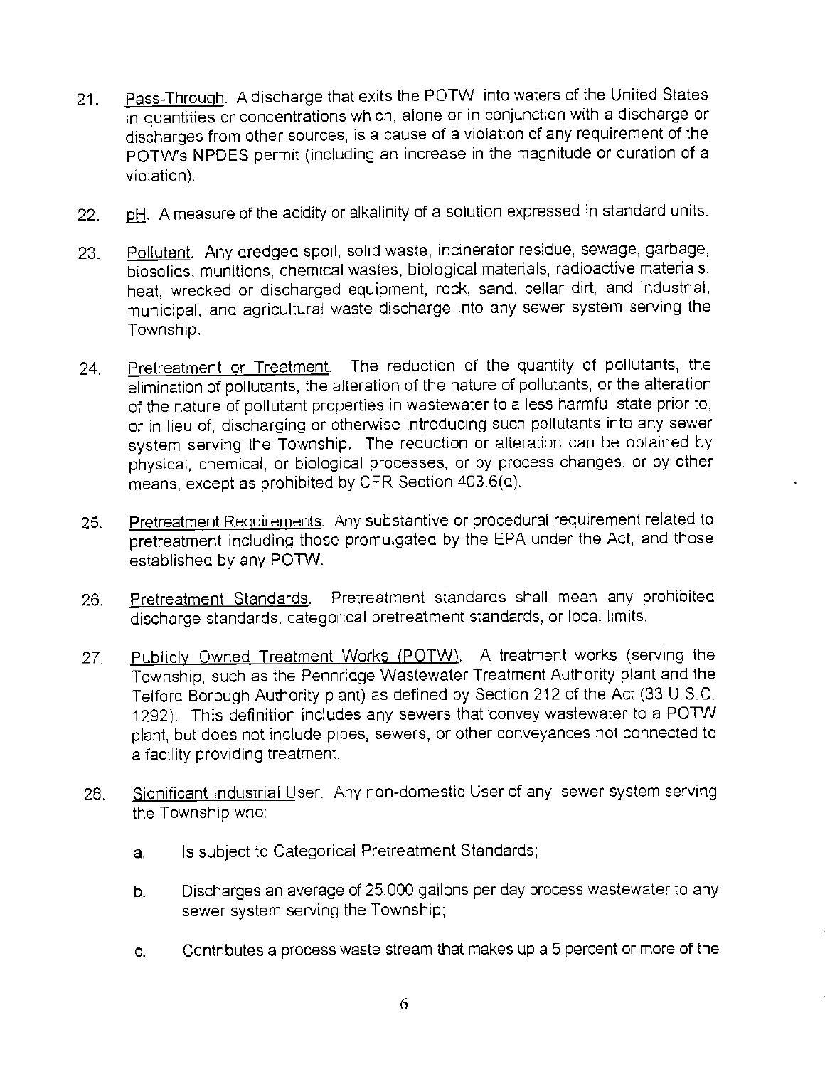21. Pass-Through. A discharge that exits the POTW into waters of the United States in quantities or concentrations which, alone or in conjunction with a discharge or discharges from other sources, is a cause of a violation of any requirement of the POTW's NPDES permit (including an increase in the magnitude or duration of a violation).

22. pH. A measure of the acidity or alkalinity of a solution expressed in standard units.

23. Pollutant. Any dredged spoil, solid waste, incinerator residue, sewage, garbage, biosolids, munitions, chemical wastes, biological materials, radioactive materials, heat, wrecked or discharged equipment, rock, sand, cellar dirt, and industrial, municipal, and agricultural waste discharge into any sewer system serving the Township.

24. Pretreatment or Treatment. The reduction of the quantity of pollutants, the elimination of pollutants, the alteration of the nature of pollutants, or the alteration of the nature of pollutant properties in wastewater to a less harmful state prior to, or in lieu of, discharging or otherwise introducing such pollutants into any sewer system serving the Township. The reduction or alteration can be obtained by physical, chemical, or biological processes, or by process changes, or by other means, except as prohibited by CFR Section 403.6(d).

25. Pretreatment Requirements. Any substantive or procedural requirement related to pretreatment including those promulgated by the EPA under the Act, and those established by any POTW.

26. Pretreatment Standards. Pretreatment standards shall mean any prohibited discharge standards, categorical pretreatment standards, or local limits.

27. Publicly Owned Treatment Works (POTW). A treatment works (serving the Township, such as the Pennridge Wastewater Treatment Authority plant and the Telford Borough Authority plant) as defined by Section 212 of the Act (33 U.S.C. 1292). This definition includes any sewers that convey wastewater to a POTW plant, but does not include pipes, sewers, or other conveyances not connected to a facility providing treatment.

28. Significant Industrial User. Any non-domestic User of any sewer system serving the Township who:

    a. Is subject to Categorical Pretreatment Standards;

    b. Discharges an average of 25,000 gallons per day process wastewater to any sewer system serving the Township;

    c. Contributes a process waste stream that makes up a 5 percent or more of the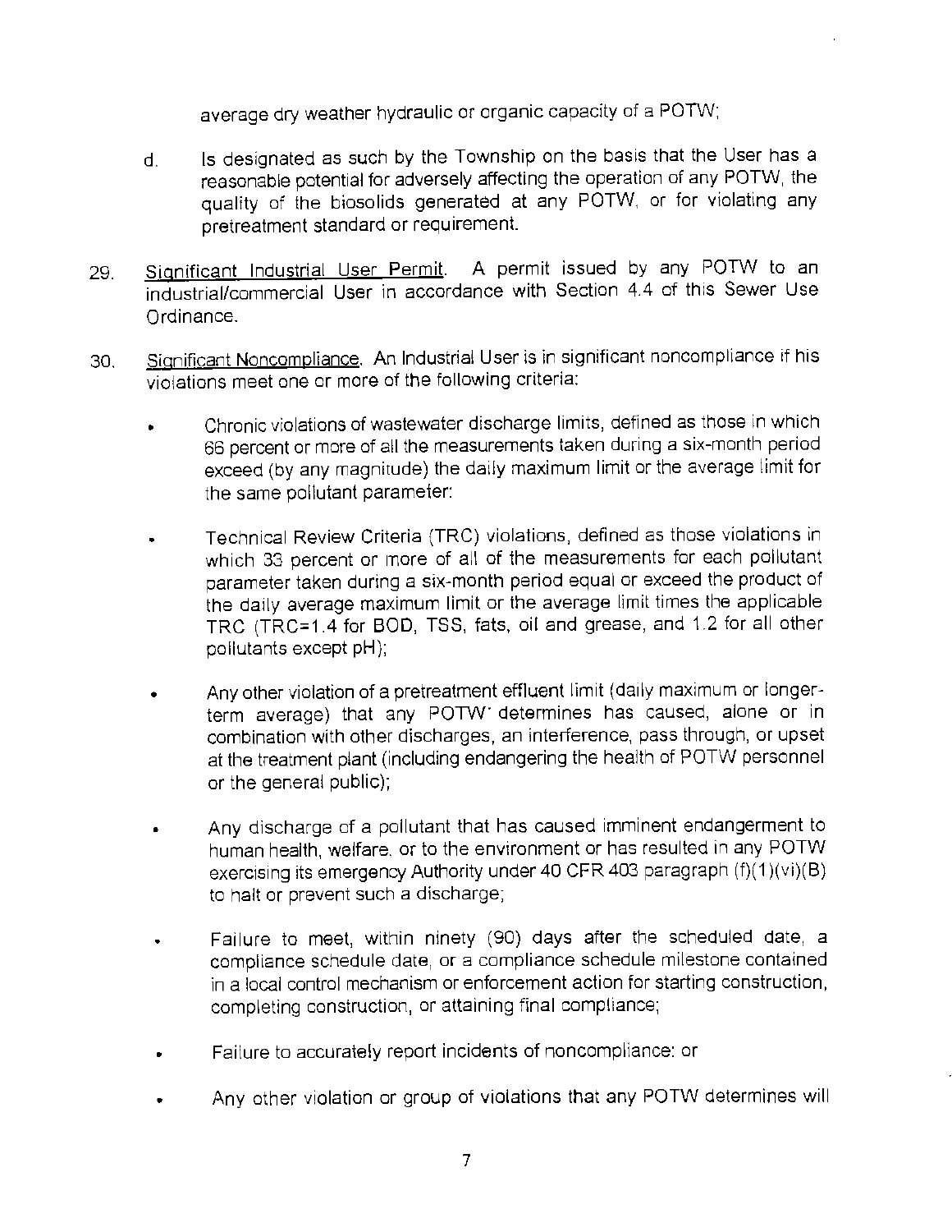average dry weather hydraulic or organic capacity of a POTW;

d. Is designated as such by the Township on the basis that the User has a reasonable potential for adversely affecting the operation of any POTW, the quality of the biosolids generated at any POTW, or for violating any pretreatment standard or requirement.

29. Significant Industrial User Permit. A permit issued by any POTW to an industrial/commercial User in accordance with Section 4.4 of this Sewer Use Ordinance.

30. Significant Noncompliance. An Industrial User is in significant noncompliance if his violations meet one or more of the following criteria:

- Chronic violations of wastewater discharge limits, defined as those in which 66 percent or more of all the measurements taken during a six-month period exceed (by any magnitude) the daily maximum limit or the average limit for the same pollutant parameter:

- Technical Review Criteria (TRC) violations, defined as those violations in which 33 percent or more of all of the measurements for each pollutant parameter taken during a six-month period equal or exceed the product of the daily average maximum limit or the average limit times the applicable TRC (TRC=1.4 for BOD, TSS, fats, oil and grease, and 1.2 for all other pollutants except pH);

- Any other violation of a pretreatment effluent limit (daily maximum or longer-term average) that any POTW determines has caused, alone or in combination with other discharges, an interference, pass through, or upset at the treatment plant (including endangering the health of POTW personnel or the general public);

- Any discharge of a pollutant that has caused imminent endangerment to human health, welfare, or to the environment or has resulted in any POTW exercising its emergency Authority under 40 CFR 403 paragraph (f)(1)(vi)(B) to halt or prevent such a discharge;

- Failure to meet, within ninety (90) days after the scheduled date, a compliance schedule date, or a compliance schedule milestone contained in a local control mechanism or enforcement action for starting construction, completing construction, or attaining final compliance;

- Failure to accurately report incidents of noncompliance: or

- Any other violation or group of violations that any POTW determines will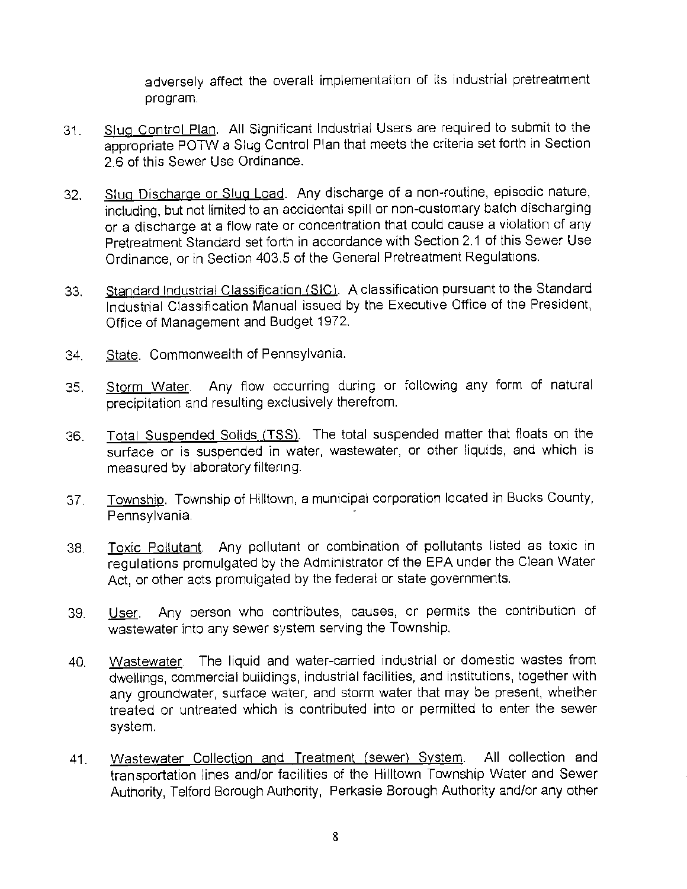adversely affect the overall implementation of its industrial pretreatment program.

31. Slug Control Plan. All Significant Industrial Users are required to submit to the appropriate POTW a Slug Control Plan that meets the criteria set forth in Section 2.6 of this Sewer Use Ordinance.

32. Slug Discharge or Slug Load. Any discharge of a non-routine, episodic nature, including, but not limited to an accidental spill or non-customary batch discharging or a discharge at a flow rate or concentration that could cause a violation of any Pretreatment Standard set forth in accordance with Section 2.1 of this Sewer Use Ordinance, or in Section 403.5 of the General Pretreatment Regulations.

33. Standard Industrial Classification (SIC). A classification pursuant to the Standard Industrial Classification Manual issued by the Executive Office of the President, Office of Management and Budget 1972.

34. State. Commonwealth of Pennsylvania.

35. Storm Water. Any flow occurring during or following any form of natural precipitation and resulting exclusively therefrom.

36. Total Suspended Solids (TSS). The total suspended matter that floats on the surface or is suspended in water, wastewater, or other liquids, and which is measured by laboratory filtering.

37. Township. Township of Hilltown, a municipal corporation located in Bucks County, Pennsylvania.

38. Toxic Pollutant. Any pollutant or combination of pollutants listed as toxic in regulations promulgated by the Administrator of the EPA under the Clean Water Act, or other acts promulgated by the federal or state governments.

39. User. Any person who contributes, causes, or permits the contribution of wastewater into any sewer system serving the Township.

40. Wastewater. The liquid and water-carried industrial or domestic wastes from dwellings, commercial buildings, industrial facilities, and institutions, together with any groundwater, surface water, and storm water that may be present, whether treated or untreated which is contributed into or permitted to enter the sewer system.

41. Wastewater Collection and Treatment (sewer) System. All collection and transportation lines and/or facilities of the Hilltown Township Water and Sewer Authority, Telford Borough Authority, Perkasie Borough Authority and/or any other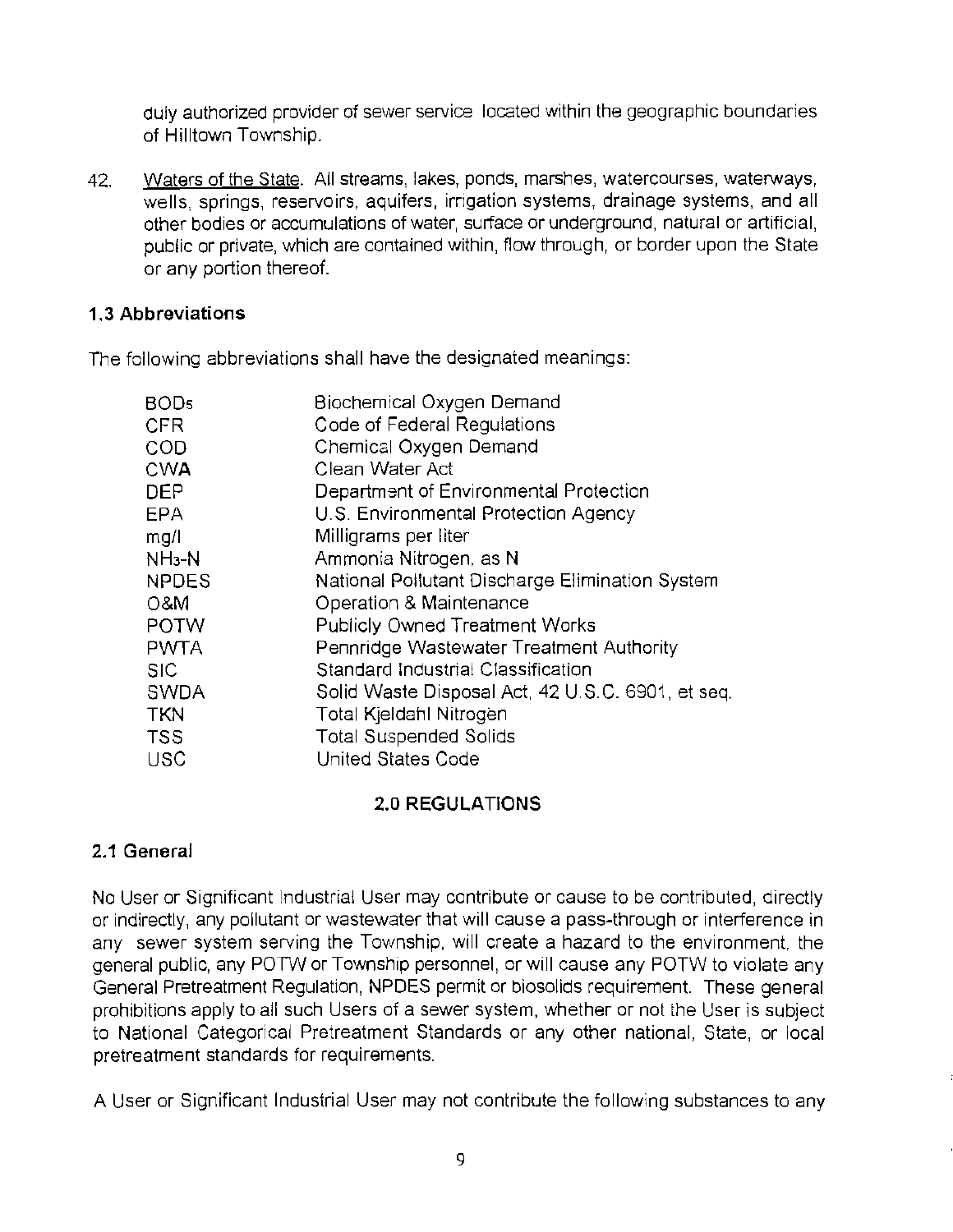duly authorized provider of sewer service located within the geographic boundaries of Hilltown Township.

42. Waters of the State. All streams, lakes, ponds, marshes, watercourses, waterways, wells, springs, reservoirs, aquifers, irrigation systems, drainage systems, and all other bodies or accumulations of water, surface or underground, natural or artificial, public or private, which are contained within, flow through, or border upon the State or any portion thereof.

### 1.3 Abbreviations

The following abbreviations shall have the designated meanings:

| | |
|---|---|
| $BOD_5$ | Biochemical Oxygen Demand |
| CFR | Code of Federal Regulations |
| COD | Chemical Oxygen Demand |
| CWA | Clean Water Act |
| DEP | Department of Environmental Protection |
| EPA | U.S. Environmental Protection Agency |
| mg/l | Milligrams per liter |
| $NH_3$-N | Ammonia Nitrogen, as N |
| NPDES | National Pollutant Discharge Elimination System |
| O&M | Operation & Maintenance |
| POTW | Publicly Owned Treatment Works |
| PWTA | Pennridge Wastewater Treatment Authority |
| SIC | Standard Industrial Classification |
| SWDA | Solid Waste Disposal Act, 42 U.S.C. 6901, et seq. |
| TKN | Total Kjeldahl Nitrogen |
| TSS | Total Suspended Solids |
| USC | United States Code |

## 2.0 REGULATIONS

### 2.1 General

No User or Significant Industrial User may contribute or cause to be contributed, directly or indirectly, any pollutant or wastewater that will cause a pass-through or interference in any sewer system serving the Township, will create a hazard to the environment, the general public, any POTW or Township personnel, or will cause any POTW to violate any General Pretreatment Regulation, NPDES permit or biosolids requirement. These general prohibitions apply to all such Users of a sewer system, whether or not the User is subject to National Categorical Pretreatment Standards or any other national, State, or local pretreatment standards for requirements.

A User or Significant Industrial User may not contribute the following substances to any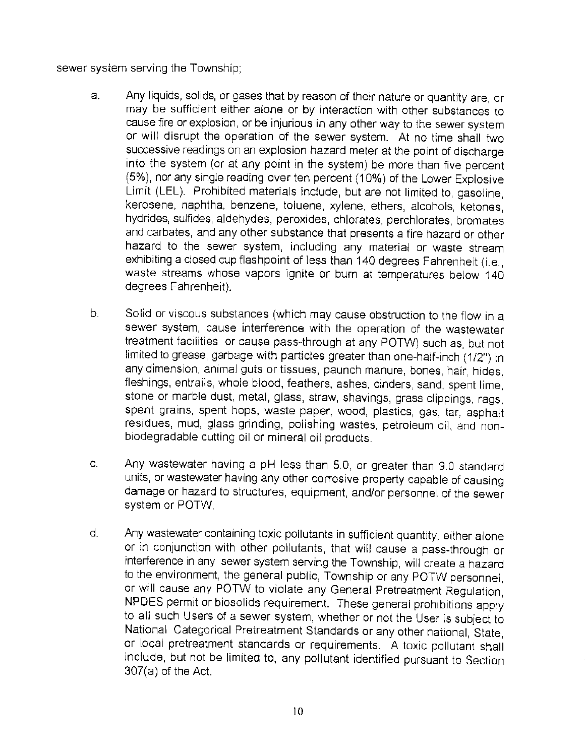sewer system serving the Township;

a. Any liquids, solids, or gases that by reason of their nature or quantity are, or may be sufficient either alone or by interaction with other substances to cause fire or explosion, or be injurious in any other way to the sewer system or will disrupt the operation of the sewer system. At no time shall two successive readings on an explosion hazard meter at the point of discharge into the system (or at any point in the system) be more than five percent (5%), nor any single reading over ten percent (10%) of the Lower Explosive Limit (LEL). Prohibited materials include, but are not limited to, gasoline, kerosene, naphtha, benzene, toluene, xylene, ethers, alcohols, ketones, hydrides, sulfides, aldehydes, peroxides, chlorates, perchlorates, bromates and carbates, and any other substance that presents a fire hazard or other hazard to the sewer system, including any material or waste stream exhibiting a closed cup flashpoint of less than 140 degrees Fahrenheit (i.e., waste streams whose vapors ignite or burn at temperatures below 140 degrees Fahrenheit).

b. Solid or viscous substances (which may cause obstruction to the flow in a sewer system, cause interference with the operation of the wastewater treatment facilities or cause pass-through at any POTW) such as, but not limited to grease, garbage with particles greater than one-half-inch (1/2") in any dimension, animal guts or tissues, paunch manure, bones, hair, hides, fleshings, entrails, whole blood, feathers, ashes, cinders, sand, spent lime, stone or marble dust, metal, glass, straw, shavings, grass clippings, rags, spent grains, spent hops, waste paper, wood, plastics, gas, tar, asphalt residues, mud, glass grinding, polishing wastes, petroleum oil, and non-biodegradable cutting oil or mineral oil products.

c. Any wastewater having a pH less than 5.0, or greater than 9.0 standard units, or wastewater having any other corrosive property capable of causing damage or hazard to structures, equipment, and/or personnel of the sewer system or POTW.

d. Any wastewater containing toxic pollutants in sufficient quantity, either alone or in conjunction with other pollutants, that will cause a pass-through or interference in any sewer system serving the Township, will create a hazard to the environment, the general public, Township or any POTW personnel, or will cause any POTW to violate any General Pretreatment Regulation, NPDES permit or biosolids requirement. These general prohibitions apply to all such Users of a sewer system, whether or not the User is subject to National Categorical Pretreatment Standards or any other national, State, or local pretreatment standards or requirements. A toxic pollutant shall include, but not be limited to, any pollutant identified pursuant to Section 307(a) of the Act.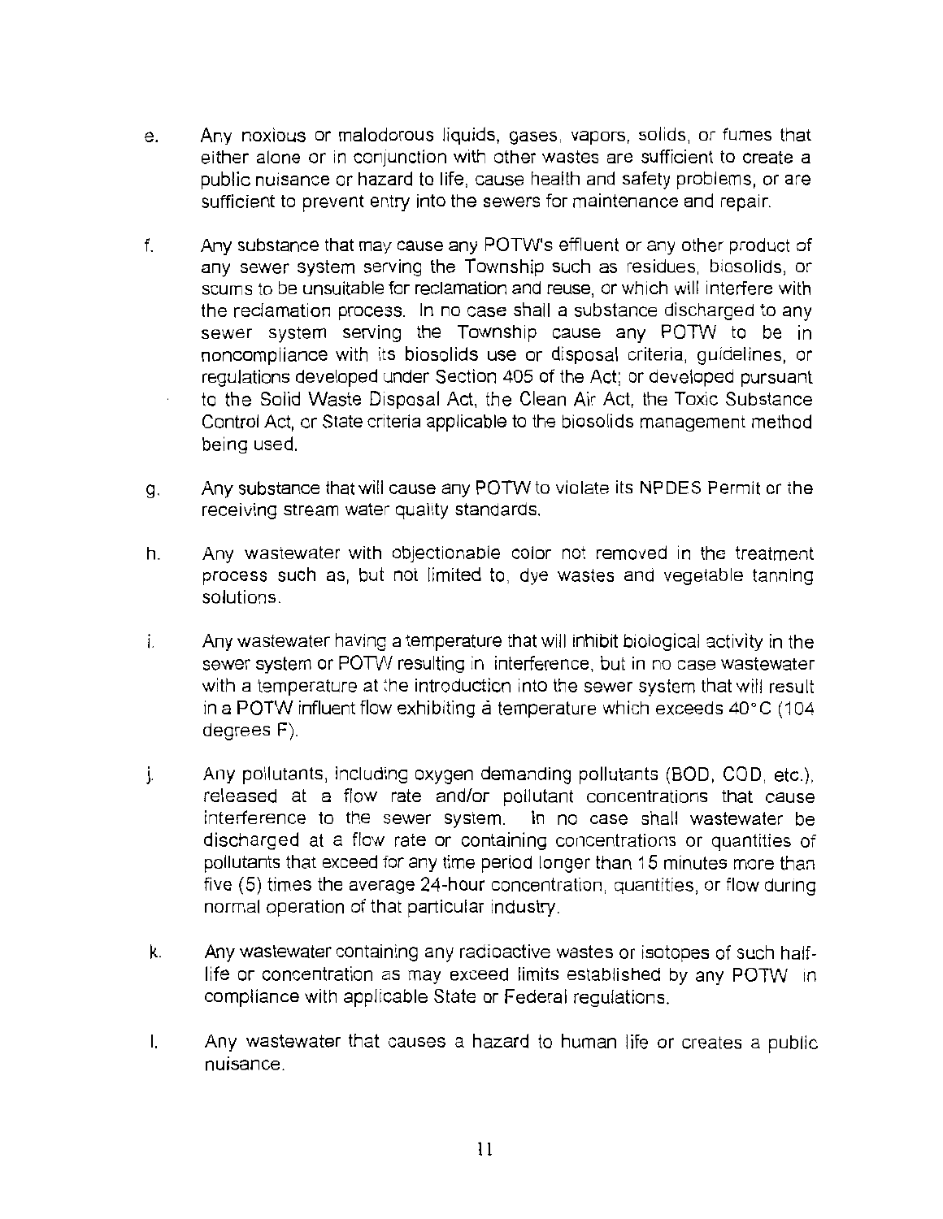e. Any noxious or malodorous liquids, gases, vapors, solids, or fumes that either alone or in conjunction with other wastes are sufficient to create a public nuisance or hazard to life, cause health and safety problems, or are sufficient to prevent entry into the sewers for maintenance and repair.

f. Any substance that may cause any POTW's effluent or any other product of any sewer system serving the Township such as residues, biosolids, or scums to be unsuitable for reclamation and reuse, or which will interfere with the reclamation process. In no case shall a substance discharged to any sewer system serving the Township cause any POTW to be in noncompliance with its biosolids use or disposal criteria, guidelines, or regulations developed under Section 405 of the Act; or developed pursuant to the Solid Waste Disposal Act, the Clean Air Act, the Toxic Substance Control Act, or State criteria applicable to the biosolids management method being used.

g. Any substance that will cause any POTW to violate its NPDES Permit or the receiving stream water quality standards.

h. Any wastewater with objectionable color not removed in the treatment process such as, but not limited to, dye wastes and vegetable tanning solutions.

i. Any wastewater having a temperature that will inhibit biological activity in the sewer system or POTW resulting in interference, but in no case wastewater with a temperature at the introduction into the sewer system that will result in a POTW influent flow exhibiting a temperature which exceeds 40°C (104 degrees F).

j. Any pollutants, including oxygen demanding pollutants (BOD, COD, etc.), released at a flow rate and/or pollutant concentrations that cause interference to the sewer system. In no case shall wastewater be discharged at a flow rate or containing concentrations or quantities of pollutants that exceed for any time period longer than 15 minutes more than five (5) times the average 24-hour concentration, quantities, or flow during normal operation of that particular industry.

k. Any wastewater containing any radioactive wastes or isotopes of such half-life or concentration as may exceed limits established by any POTW in compliance with applicable State or Federal regulations.

l. Any wastewater that causes a hazard to human life or creates a public nuisance.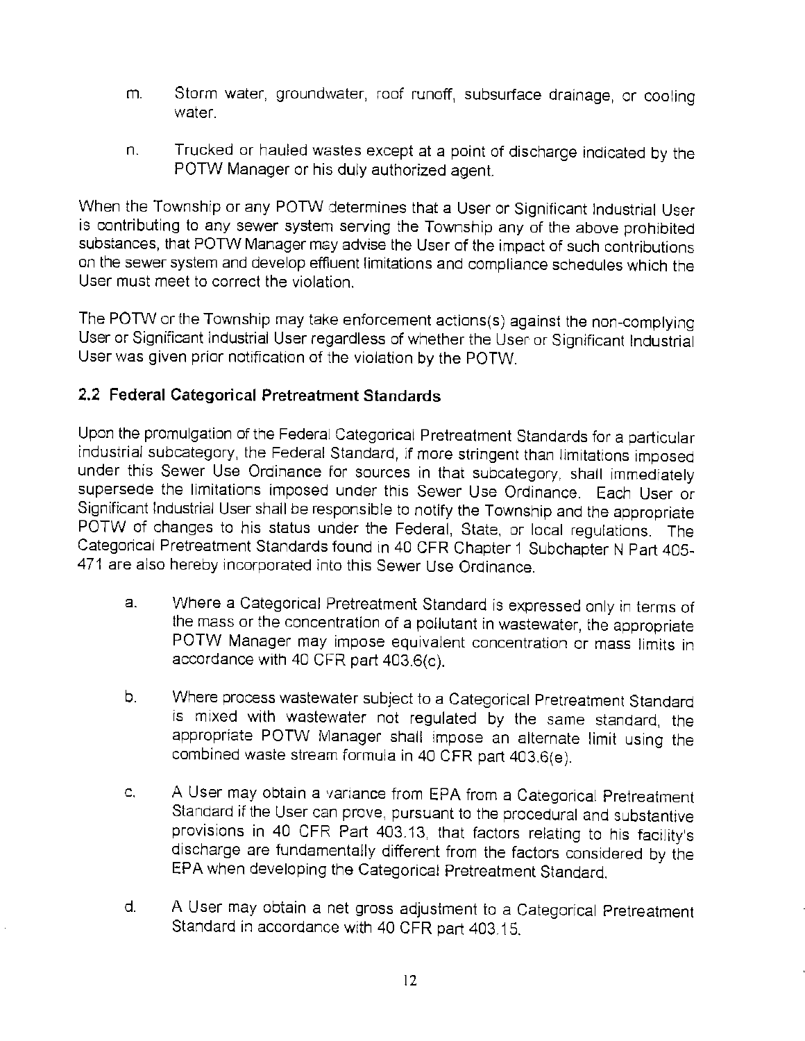m. Storm water, groundwater, roof runoff, subsurface drainage, or cooling water.

n. Trucked or hauled wastes except at a point of discharge indicated by the POTW Manager or his duly authorized agent.

When the Township or any POTW determines that a User or Significant Industrial User is contributing to any sewer system serving the Township any of the above prohibited substances, that POTW Manager may advise the User of the impact of such contributions on the sewer system and develop effluent limitations and compliance schedules which the User must meet to correct the violation.

The POTW or the Township may take enforcement actions(s) against the non-complying User or Significant Industrial User regardless of whether the User or Significant Industrial User was given prior notification of the violation by the POTW.

## 2.2 Federal Categorical Pretreatment Standards

Upon the promulgation of the Federal Categorical Pretreatment Standards for a particular industrial subcategory, the Federal Standard, if more stringent than limitations imposed under this Sewer Use Ordinance for sources in that subcategory, shall immediately supersede the limitations imposed under this Sewer Use Ordinance. Each User or Significant Industrial User shall be responsible to notify the Township and the appropriate POTW of changes to his status under the Federal, State, or local regulations. The Categorical Pretreatment Standards found in 40 CFR Chapter 1 Subchapter N Part 405-471 are also hereby incorporated into this Sewer Use Ordinance.

a. Where a Categorical Pretreatment Standard is expressed only in terms of the mass or the concentration of a pollutant in wastewater, the appropriate POTW Manager may impose equivalent concentration or mass limits in accordance with 40 CFR part 403.6(c).

b. Where process wastewater subject to a Categorical Pretreatment Standard is mixed with wastewater not regulated by the same standard, the appropriate POTW Manager shall impose an alternate limit using the combined waste stream formula in 40 CFR part 403.6(e).

c. A User may obtain a variance from EPA from a Categorical Pretreatment Standard if the User can prove, pursuant to the procedural and substantive provisions in 40 CFR Part 403.13, that factors relating to his facility's discharge are fundamentally different from the factors considered by the EPA when developing the Categorical Pretreatment Standard.

d. A User may obtain a net gross adjustment to a Categorical Pretreatment Standard in accordance with 40 CFR part 403.15.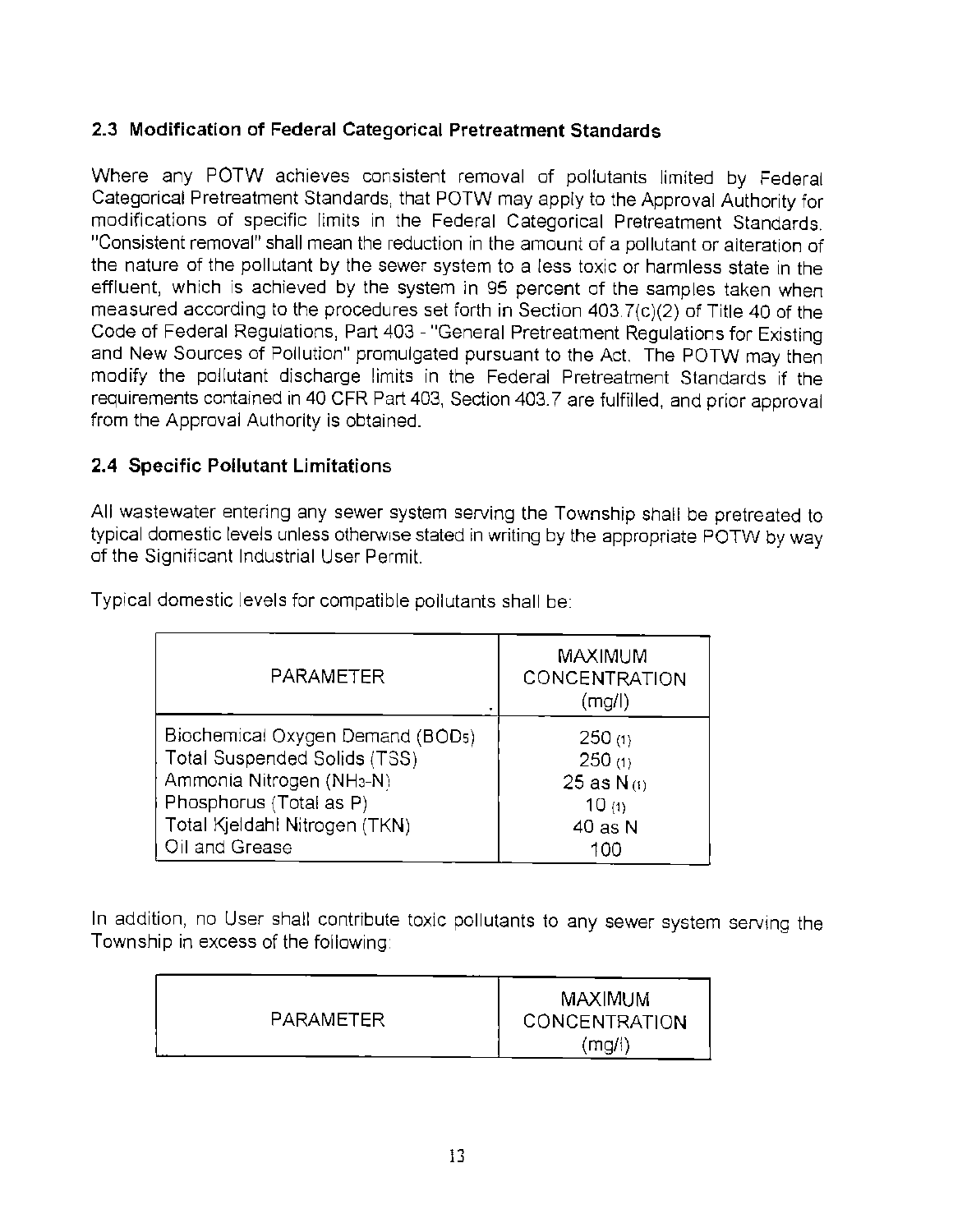## 2.3 Modification of Federal Categorical Pretreatment Standards

Where any POTW achieves consistent removal of pollutants limited by Federal Categorical Pretreatment Standards, that POTW may apply to the Approval Authority for modifications of specific limits in the Federal Categorical Pretreatment Standards. "Consistent removal" shall mean the reduction in the amount of a pollutant or alteration of the nature of the pollutant by the sewer system to a less toxic or harmless state in the effluent, which is achieved by the system in 95 percent of the samples taken when measured according to the procedures set forth in Section 403.7(c)(2) of Title 40 of the Code of Federal Regulations, Part 403 - "General Pretreatment Regulations for Existing and New Sources of Pollution" promulgated pursuant to the Act. The POTW may then modify the pollutant discharge limits in the Federal Pretreatment Standards if the requirements contained in 40 CFR Part 403, Section 403.7 are fulfilled, and prior approval from the Approval Authority is obtained.

## 2.4 Specific Pollutant Limitations

All wastewater entering any sewer system serving the Township shall be pretreated to typical domestic levels unless otherwise stated in writing by the appropriate POTW by way of the Significant Industrial User Permit.

Typical domestic levels for compatible pollutants shall be:

| PARAMETER | MAXIMUM CONCENTRATION (mg/l) |
|---|---|
| Biochemical Oxygen Demand ($BOD_5$) | 250 (1) |
| Total Suspended Solids (TSS) | 250 (1) |
| Ammonia Nitrogen ($NH_3$-N) | 25 as N (1) |
| Phosphorus (Total as P) | 10 (1) |
| Total Kjeldahl Nitrogen (TKN) | 40 as N |
| Oil and Grease | 100 |

In addition, no User shall contribute toxic pollutants to any sewer system serving the Township in excess of the following:

| PARAMETER | MAXIMUM CONCENTRATION (mg/l) |
|---|---|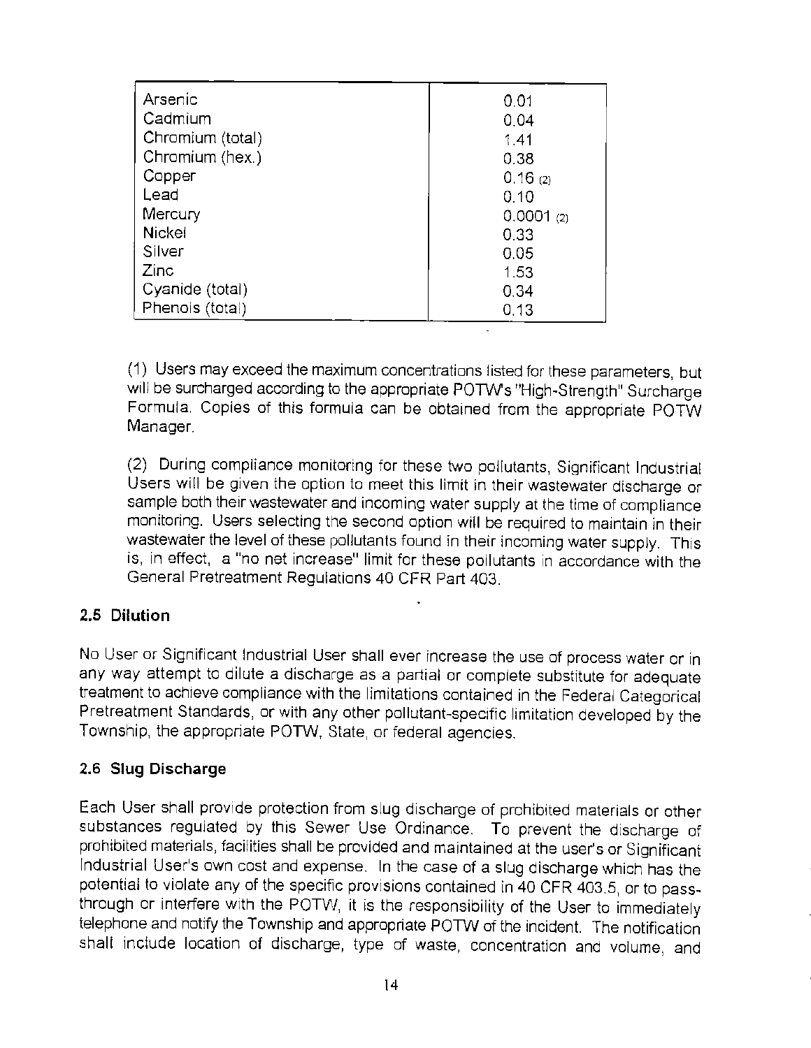| | |
|---|---|
| Arsenic | 0.01 |
| Cadmium | 0.04 |
| Chromium (total) | 1.41 |
| Chromium (hex.) | 0.38 |
| Copper | 0.16 (2) |
| Lead | 0.10 |
| Mercury | 0.0001 (2) |
| Nickel | 0.33 |
| Silver | 0.05 |
| Zinc | 1.53 |
| Cyanide (total) | 0.34 |
| Phenols (total) | 0.13 |

(1) Users may exceed the maximum concentrations listed for these parameters, but will be surcharged according to the appropriate POTW's "High-Strength" Surcharge Formula. Copies of this formula can be obtained from the appropriate POTW Manager.

(2) During compliance monitoring for these two pollutants, Significant Industrial Users will be given the option to meet this limit in their wastewater discharge or sample both their wastewater and incoming water supply at the time of compliance monitoring. Users selecting the second option will be required to maintain in their wastewater the level of these pollutants found in their incoming water supply. This is, in effect, a "no net increase" limit for these pollutants in accordance with the General Pretreatment Regulations 40 CFR Part 403.

### 2.5 Dilution

No User or Significant Industrial User shall ever increase the use of process water or in any way attempt to dilute a discharge as a partial or complete substitute for adequate treatment to achieve compliance with the limitations contained in the Federal Categorical Pretreatment Standards, or with any other pollutant-specific limitation developed by the Township, the appropriate POTW, State, or federal agencies.

### 2.6 Slug Discharge

Each User shall provide protection from slug discharge of prohibited materials or other substances regulated by this Sewer Use Ordinance. To prevent the discharge of prohibited materials, facilities shall be provided and maintained at the user's or Significant Industrial User's own cost and expense. In the case of a slug discharge which has the potential to violate any of the specific provisions contained in 40 CFR 403.5, or to pass-through or interfere with the POTW, it is the responsibility of the User to immediately telephone and notify the Township and appropriate POTW of the incident. The notification shall include location of discharge, type of waste, concentration and volume, and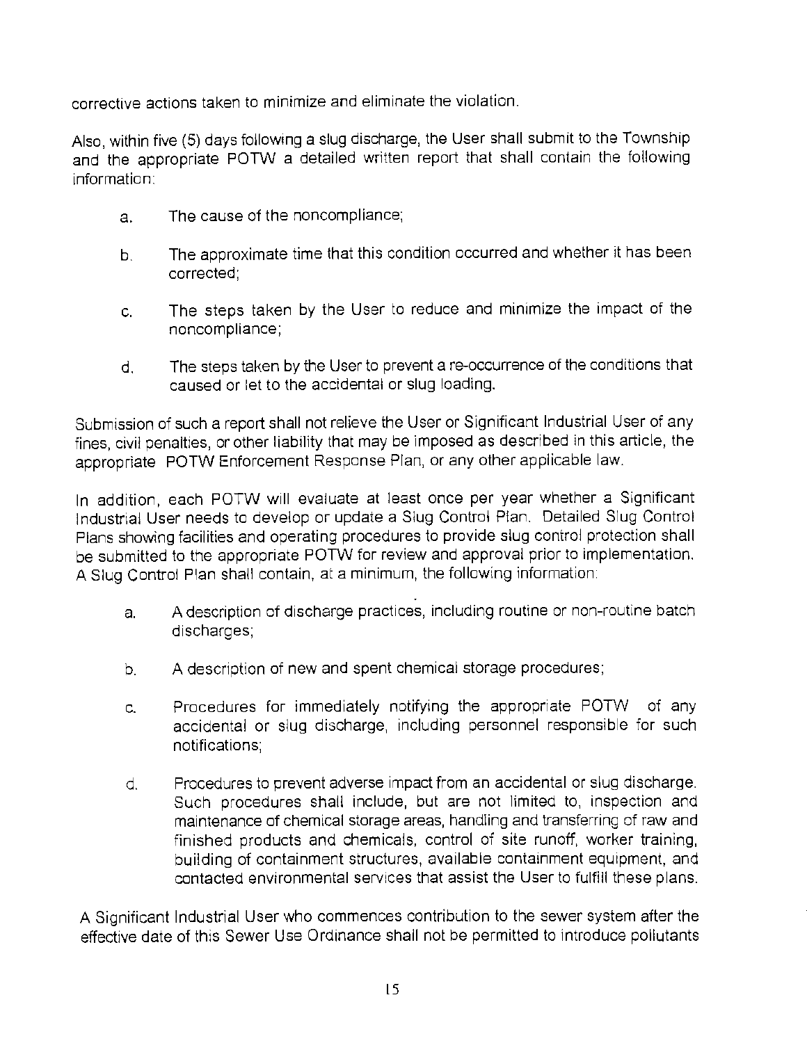corrective actions taken to minimize and eliminate the violation.

Also, within five (5) days following a slug discharge, the User shall submit to the Township and the appropriate POTW a detailed written report that shall contain the following information:

a. The cause of the noncompliance;

b. The approximate time that this condition occurred and whether it has been corrected;

c. The steps taken by the User to reduce and minimize the impact of the noncompliance;

d. The steps taken by the User to prevent a re-occurrence of the conditions that caused or let to the accidental or slug loading.

Submission of such a report shall not relieve the User or Significant Industrial User of any fines, civil penalties, or other liability that may be imposed as described in this article, the appropriate POTW Enforcement Response Plan, or any other applicable law.

In addition, each POTW will evaluate at least once per year whether a Significant Industrial User needs to develop or update a Slug Control Plan. Detailed Slug Control Plans showing facilities and operating procedures to provide slug control protection shall be submitted to the appropriate POTW for review and approval prior to implementation. A Slug Control Plan shall contain, at a minimum, the following information:

a. A description of discharge practices, including routine or non-routine batch discharges;

b. A description of new and spent chemical storage procedures;

c. Procedures for immediately notifying the appropriate POTW of any accidental or slug discharge, including personnel responsible for such notifications;

d. Procedures to prevent adverse impact from an accidental or slug discharge. Such procedures shall include, but are not limited to, inspection and maintenance of chemical storage areas, handling and transferring of raw and finished products and chemicals, control of site runoff, worker training, building of containment structures, available containment equipment, and contacted environmental services that assist the User to fulfill these plans.

A Significant Industrial User who commences contribution to the sewer system after the effective date of this Sewer Use Ordinance shall not be permitted to introduce pollutants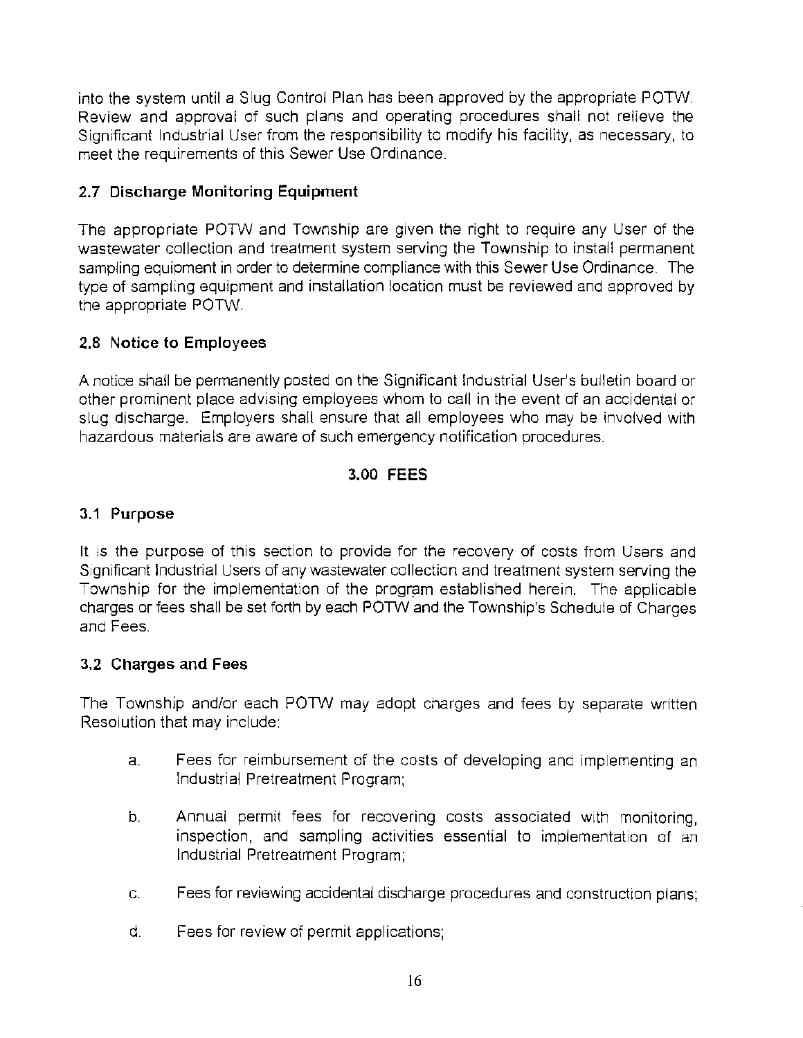into the system until a Slug Control Plan has been approved by the appropriate POTW. Review and approval of such plans and operating procedures shall not relieve the Significant Industrial User from the responsibility to modify his facility, as necessary, to meet the requirements of this Sewer Use Ordinance.

### 2.7 Discharge Monitoring Equipment

The appropriate POTW and Township are given the right to require any User of the wastewater collection and treatment system serving the Township to install permanent sampling equipment in order to determine compliance with this Sewer Use Ordinance. The type of sampling equipment and installation location must be reviewed and approved by the appropriate POTW.

### 2.8 Notice to Employees

A notice shall be permanently posted on the Significant Industrial User's bulletin board or other prominent place advising employees whom to call in the event of an accidental or slug discharge. Employers shall ensure that all employees who may be involved with hazardous materials are aware of such emergency notification procedures.

## 3.00 FEES

### 3.1 Purpose

It is the purpose of this section to provide for the recovery of costs from Users and Significant Industrial Users of any wastewater collection and treatment system serving the Township for the implementation of the program established herein. The applicable charges or fees shall be set forth by each POTW and the Township's Schedule of Charges and Fees.

### 3.2 Charges and Fees

The Township and/or each POTW may adopt charges and fees by separate written Resolution that may include:

a. Fees for reimbursement of the costs of developing and implementing an Industrial Pretreatment Program;

b. Annual permit fees for recovering costs associated with monitoring, inspection, and sampling activities essential to implementation of an Industrial Pretreatment Program;

c. Fees for reviewing accidental discharge procedures and construction plans;

d. Fees for review of permit applications;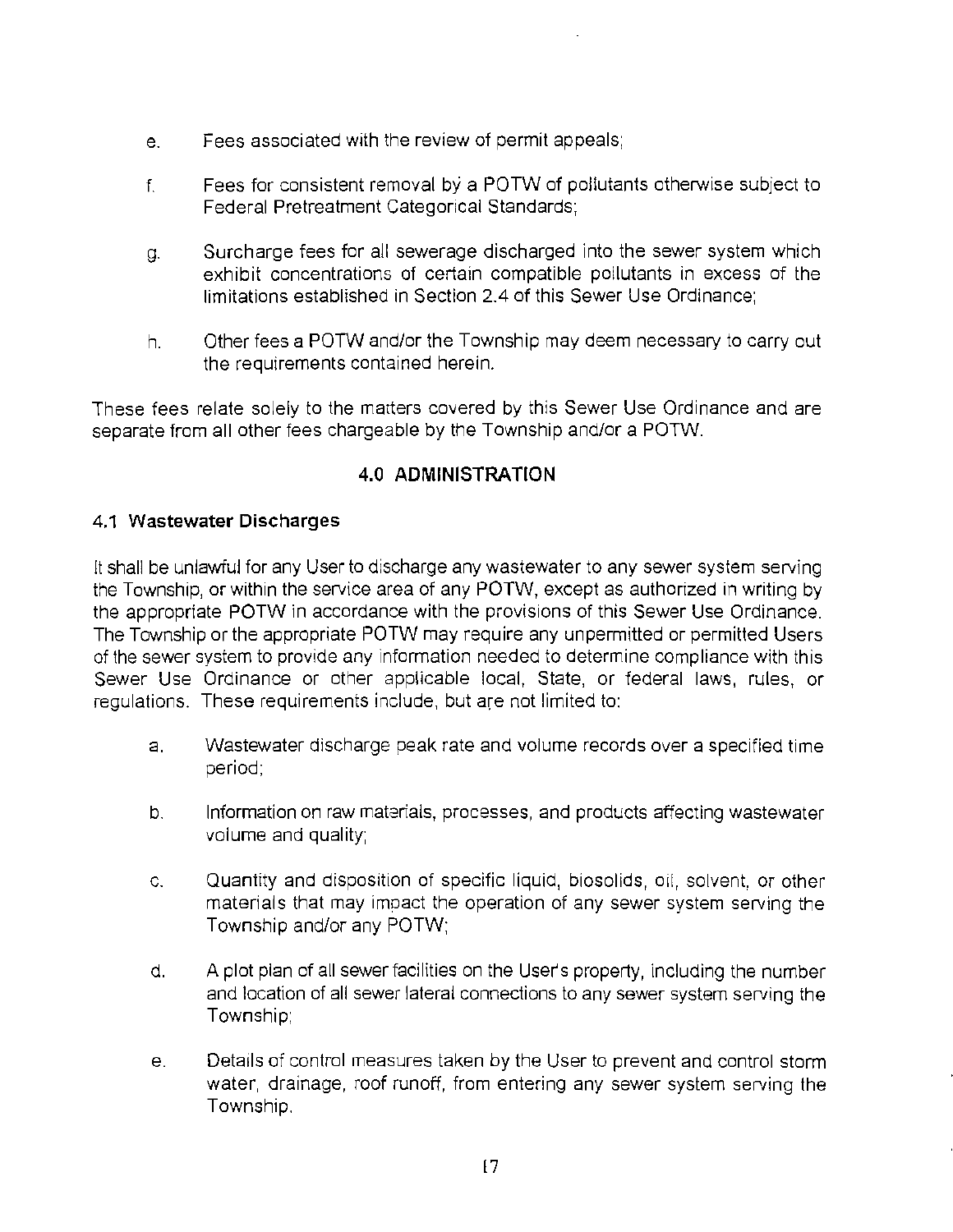e. Fees associated with the review of permit appeals;

f. Fees for consistent removal by a POTW of pollutants otherwise subject to Federal Pretreatment Categorical Standards;

g. Surcharge fees for all sewerage discharged into the sewer system which exhibit concentrations of certain compatible pollutants in excess of the limitations established in Section 2.4 of this Sewer Use Ordinance;

h. Other fees a POTW and/or the Township may deem necessary to carry out the requirements contained herein.

These fees relate solely to the matters covered by this Sewer Use Ordinance and are separate from all other fees chargeable by the Township and/or a POTW.

## 4.0 ADMINISTRATION

### 4.1 Wastewater Discharges

It shall be unlawful for any User to discharge any wastewater to any sewer system serving the Township, or within the service area of any POTW, except as authorized in writing by the appropriate POTW in accordance with the provisions of this Sewer Use Ordinance. The Township or the appropriate POTW may require any unpermitted or permitted Users of the sewer system to provide any information needed to determine compliance with this Sewer Use Ordinance or other applicable local, State, or federal laws, rules, or regulations. These requirements include, but are not limited to:

a. Wastewater discharge peak rate and volume records over a specified time period;

b. Information on raw materials, processes, and products affecting wastewater volume and quality;

c. Quantity and disposition of specific liquid, biosolids, oil, solvent, or other materials that may impact the operation of any sewer system serving the Township and/or any POTW;

d. A plot plan of all sewer facilities on the User's property, including the number and location of all sewer lateral connections to any sewer system serving the Township;

e. Details of control measures taken by the User to prevent and control storm water, drainage, roof runoff, from entering any sewer system serving the Township.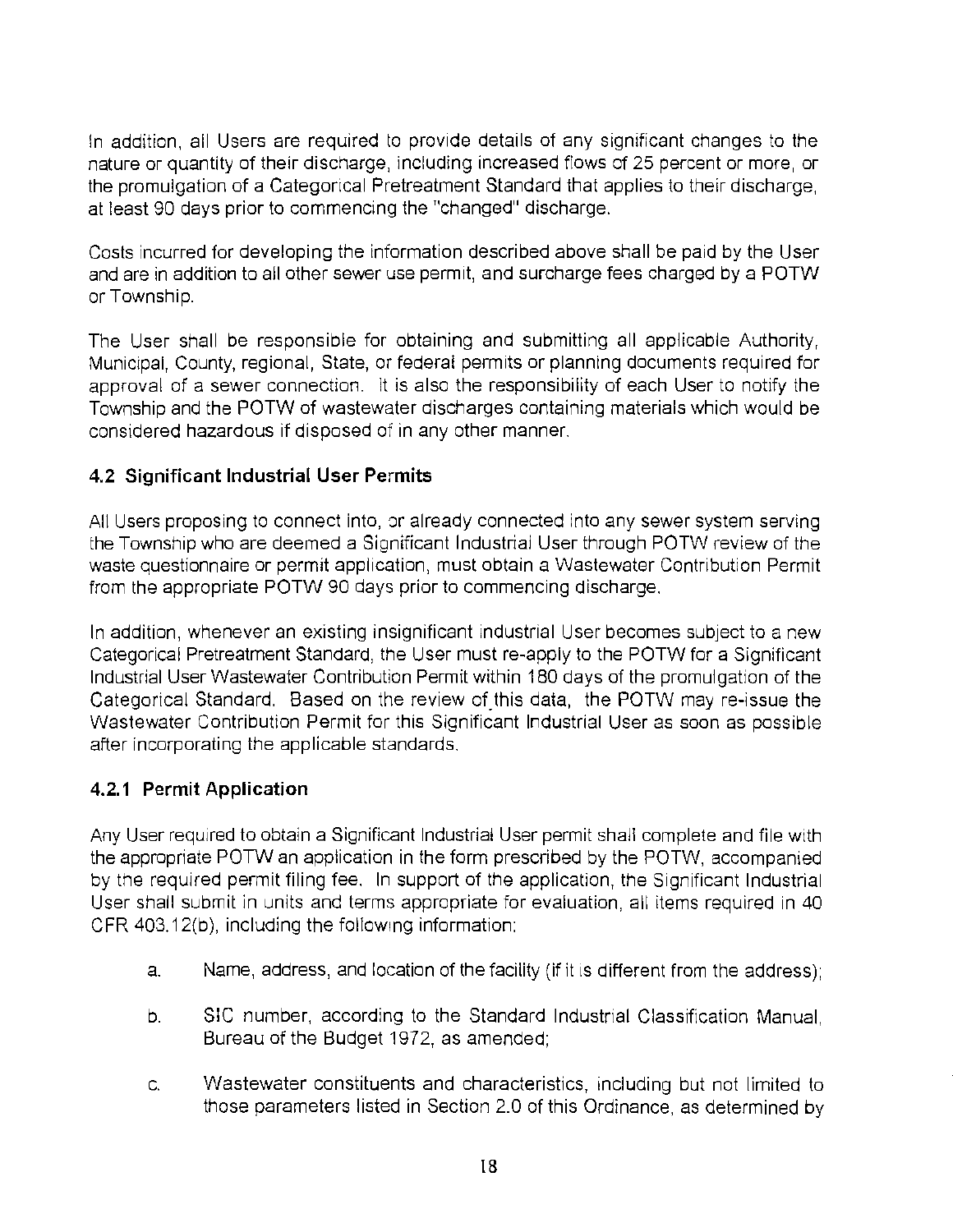In addition, all Users are required to provide details of any significant changes to the nature or quantity of their discharge, including increased flows of 25 percent or more, or the promulgation of a Categorical Pretreatment Standard that applies to their discharge, at least 90 days prior to commencing the "changed" discharge.

Costs incurred for developing the information described above shall be paid by the User and are in addition to all other sewer use permit, and surcharge fees charged by a POTW or Township.

The User shall be responsible for obtaining and submitting all applicable Authority, Municipal, County, regional, State, or federal permits or planning documents required for approval of a sewer connection. It is also the responsibility of each User to notify the Township and the POTW of wastewater discharges containing materials which would be considered hazardous if disposed of in any other manner.

## 4.2 Significant Industrial User Permits

All Users proposing to connect into, or already connected into any sewer system serving the Township who are deemed a Significant Industrial User through POTW review of the waste questionnaire or permit application, must obtain a Wastewater Contribution Permit from the appropriate POTW 90 days prior to commencing discharge.

In addition, whenever an existing insignificant industrial User becomes subject to a new Categorical Pretreatment Standard, the User must re-apply to the POTW for a Significant Industrial User Wastewater Contribution Permit within 180 days of the promulgation of the Categorical Standard. Based on the review of this data, the POTW may re-issue the Wastewater Contribution Permit for this Significant Industrial User as soon as possible after incorporating the applicable standards.

### 4.2.1 Permit Application

Any User required to obtain a Significant Industrial User permit shall complete and file with the appropriate POTW an application in the form prescribed by the POTW, accompanied by the required permit filing fee. In support of the application, the Significant Industrial User shall submit in units and terms appropriate for evaluation, all items required in 40 CFR 403.12(b), including the following information:

a. Name, address, and location of the facility (if it is different from the address);

b. SIC number, according to the Standard Industrial Classification Manual, Bureau of the Budget 1972, as amended;

c. Wastewater constituents and characteristics, including but not limited to those parameters listed in Section 2.0 of this Ordinance, as determined by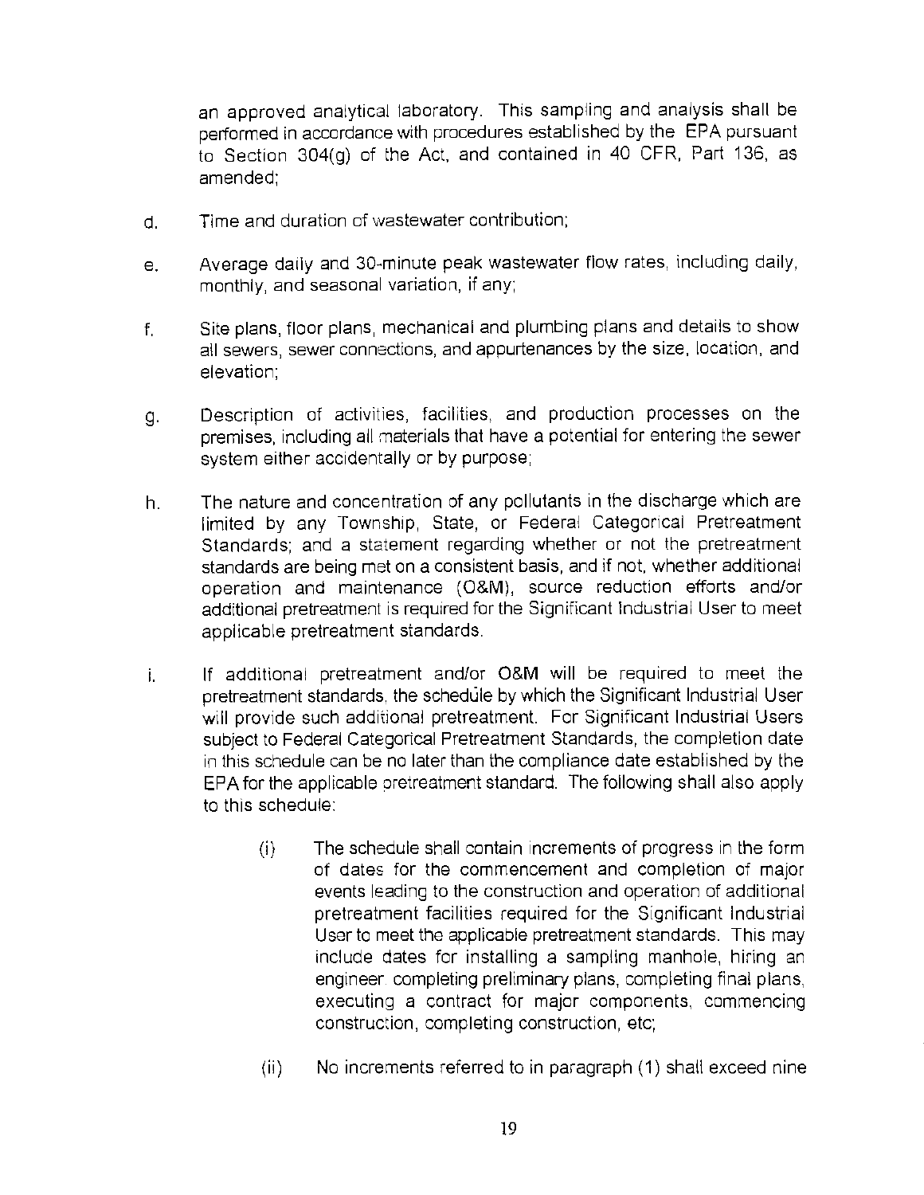an approved analytical laboratory. This sampling and analysis shall be performed in accordance with procedures established by the EPA pursuant to Section 304(g) of the Act, and contained in 40 CFR, Part 136, as amended;

d. Time and duration of wastewater contribution;

e. Average daily and 30-minute peak wastewater flow rates, including daily, monthly, and seasonal variation, if any;

f. Site plans, floor plans, mechanical and plumbing plans and details to show all sewers, sewer connections, and appurtenances by the size, location, and elevation;

g. Description of activities, facilities, and production processes on the premises, including all materials that have a potential for entering the sewer system either accidentally or by purpose;

h. The nature and concentration of any pollutants in the discharge which are limited by any Township, State, or Federal Categorical Pretreatment Standards; and a statement regarding whether or not the pretreatment standards are being met on a consistent basis, and if not, whether additional operation and maintenance (O&M), source reduction efforts and/or additional pretreatment is required for the Significant Industrial User to meet applicable pretreatment standards.

i. If additional pretreatment and/or O&M will be required to meet the pretreatment standards, the schedule by which the Significant Industrial User will provide such additional pretreatment. For Significant Industrial Users subject to Federal Categorical Pretreatment Standards, the completion date in this schedule can be no later than the compliance date established by the EPA for the applicable pretreatment standard. The following shall also apply to this schedule:

   (i) The schedule shall contain increments of progress in the form of dates for the commencement and completion of major events leading to the construction and operation of additional pretreatment facilities required for the Significant Industrial User to meet the applicable pretreatment standards. This may include dates for installing a sampling manhole, hiring an engineer, completing preliminary plans, completing final plans, executing a contract for major components, commencing construction, completing construction, etc;

   (ii) No increments referred to in paragraph (1) shall exceed nine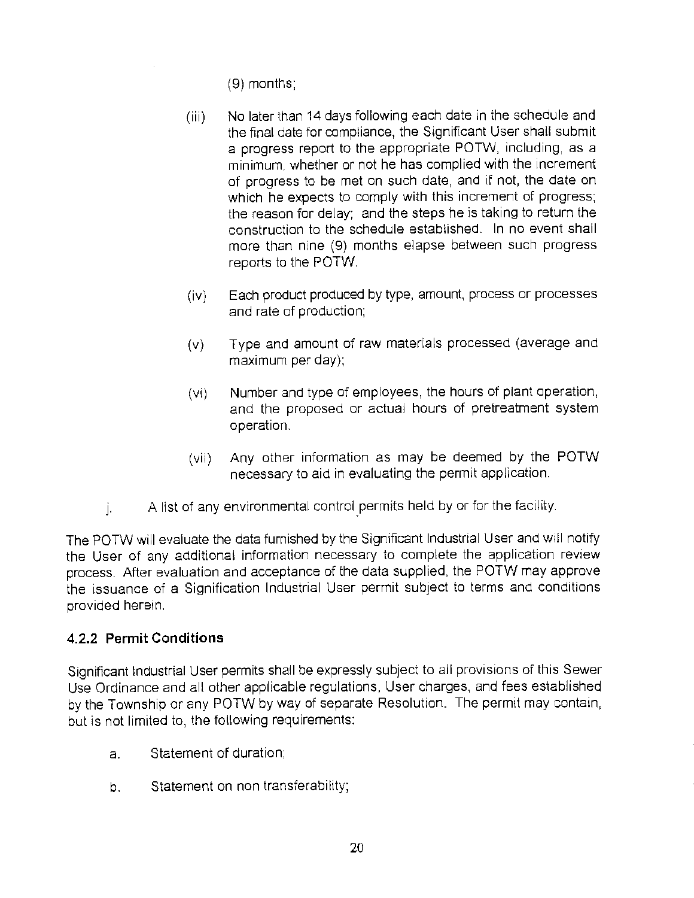(9) months;

(iii) No later than 14 days following each date in the schedule and the final date for compliance, the Significant User shall submit a progress report to the appropriate POTW, including, as a minimum, whether or not he has complied with the increment of progress to be met on such date, and if not, the date on which he expects to comply with this increment of progress; the reason for delay; and the steps he is taking to return the construction to the schedule established. In no event shall more than nine (9) months elapse between such progress reports to the POTW.

(iv) Each product produced by type, amount, process or processes and rate of production;

(v) Type and amount of raw materials processed (average and maximum per day);

(vi) Number and type of employees, the hours of plant operation, and the proposed or actual hours of pretreatment system operation.

(vii) Any other information as may be deemed by the POTW necessary to aid in evaluating the permit application.

j. A list of any environmental control permits held by or for the facility.

The POTW will evaluate the data furnished by the Significant Industrial User and will notify the User of any additional information necessary to complete the application review process. After evaluation and acceptance of the data supplied, the POTW may approve the issuance of a Signification Industrial User permit subject to terms and conditions provided herein.

### 4.2.2 Permit Conditions

Significant Industrial User permits shall be expressly subject to all provisions of this Sewer Use Ordinance and all other applicable regulations, User charges, and fees established by the Township or any POTW by way of separate Resolution. The permit may contain, but is not limited to, the following requirements:

a. Statement of duration;

b. Statement on non transferability;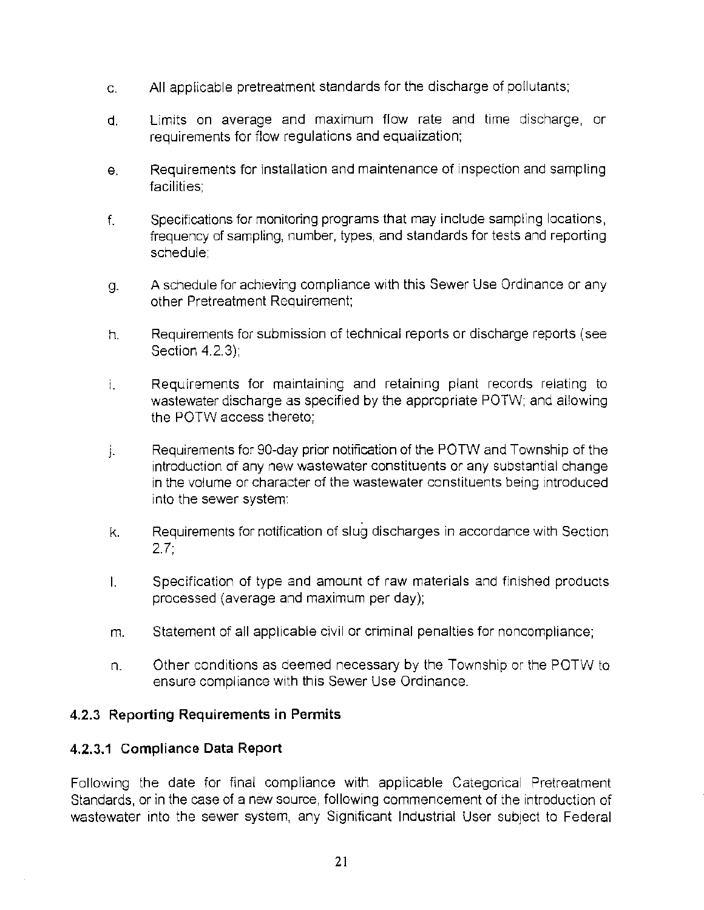c. All applicable pretreatment standards for the discharge of pollutants;

d. Limits on average and maximum flow rate and time discharge, or requirements for flow regulations and equalization;

e. Requirements for installation and maintenance of inspection and sampling facilities;

f. Specifications for monitoring programs that may include sampling locations, frequency of sampling, number, types, and standards for tests and reporting schedule;

g. A schedule for achieving compliance with this Sewer Use Ordinance or any other Pretreatment Requirement;

h. Requirements for submission of technical reports or discharge reports (see Section 4.2.3);

i. Requirements for maintaining and retaining plant records relating to wastewater discharge as specified by the appropriate POTW; and allowing the POTW access thereto;

j. Requirements for 90-day prior notification of the POTW and Township of the introduction of any new wastewater constituents or any substantial change in the volume or character of the wastewater constituents being introduced into the sewer system;

k. Requirements for notification of slug discharges in accordance with Section 2.7;

l. Specification of type and amount of raw materials and finished products processed (average and maximum per day);

m. Statement of all applicable civil or criminal penalties for noncompliance;

n. Other conditions as deemed necessary by the Township or the POTW to ensure compliance with this Sewer Use Ordinance.

### 4.2.3 Reporting Requirements in Permits

#### 4.2.3.1 Compliance Data Report

Following the date for final compliance with applicable Categorical Pretreatment Standards, or in the case of a new source, following commencement of the introduction of wastewater into the sewer system, any Significant Industrial User subject to Federal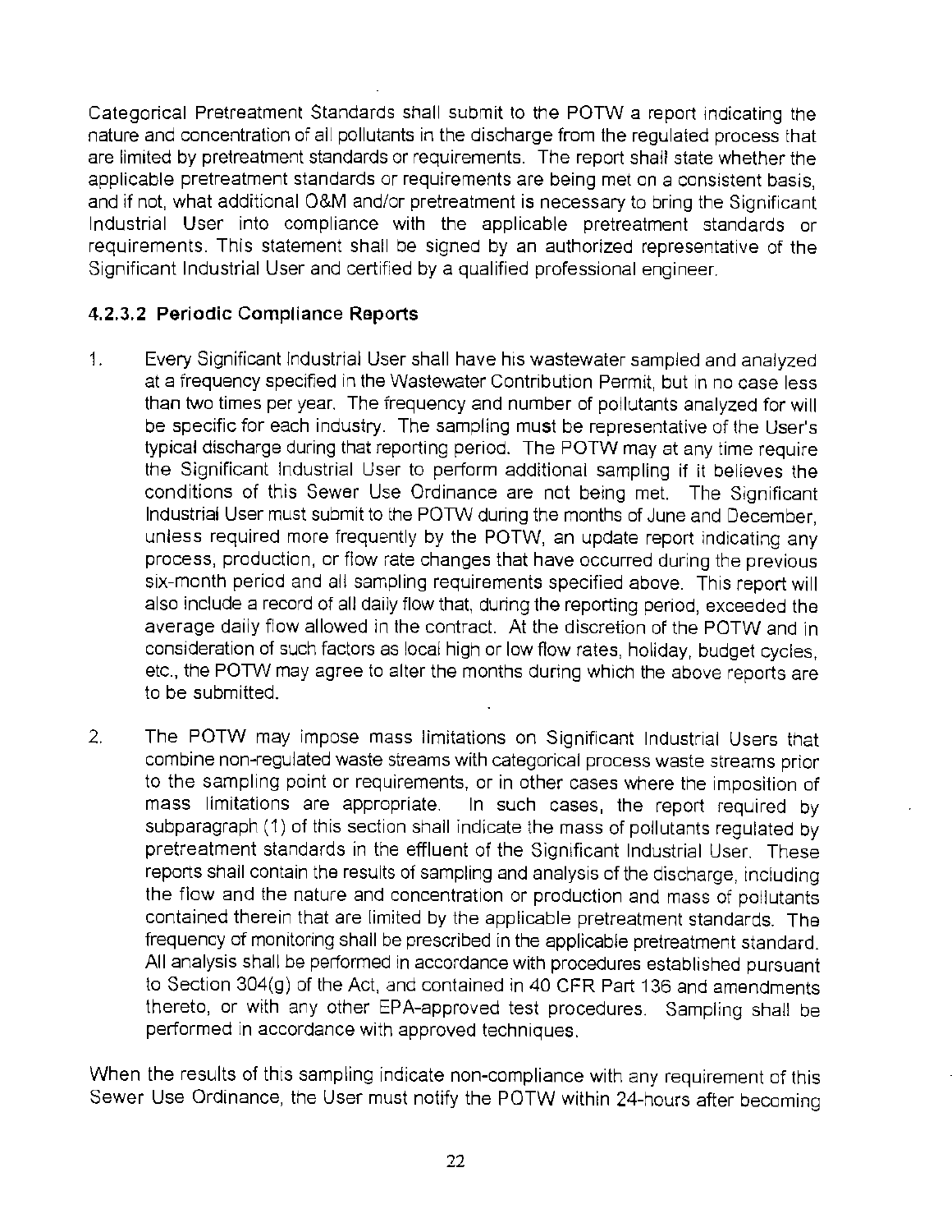Categorical Pretreatment Standards shall submit to the POTW a report indicating the nature and concentration of all pollutants in the discharge from the regulated process that are limited by pretreatment standards or requirements. The report shall state whether the applicable pretreatment standards or requirements are being met on a consistent basis, and if not, what additional O&M and/or pretreatment is necessary to bring the Significant Industrial User into compliance with the applicable pretreatment standards or requirements. This statement shall be signed by an authorized representative of the Significant Industrial User and certified by a qualified professional engineer.

#### 4.2.3.2 Periodic Compliance Reports

1. Every Significant Industrial User shall have his wastewater sampled and analyzed at a frequency specified in the Wastewater Contribution Permit, but in no case less than two times per year. The frequency and number of pollutants analyzed for will be specific for each industry. The sampling must be representative of the User's typical discharge during that reporting period. The POTW may at any time require the Significant Industrial User to perform additional sampling if it believes the conditions of this Sewer Use Ordinance are not being met. The Significant Industrial User must submit to the POTW during the months of June and December, unless required more frequently by the POTW, an update report indicating any process, production, or flow rate changes that have occurred during the previous six-month period and all sampling requirements specified above. This report will also include a record of all daily flow that, during the reporting period, exceeded the average daily flow allowed in the contract. At the discretion of the POTW and in consideration of such factors as local high or low flow rates, holiday, budget cycles, etc., the POTW may agree to alter the months during which the above reports are to be submitted.

2. The POTW may impose mass limitations on Significant Industrial Users that combine non-regulated waste streams with categorical process waste streams prior to the sampling point or requirements, or in other cases where the imposition of mass limitations are appropriate. In such cases, the report required by subparagraph (1) of this section shall indicate the mass of pollutants regulated by pretreatment standards in the effluent of the Significant Industrial User. These reports shall contain the results of sampling and analysis of the discharge, including the flow and the nature and concentration or production and mass of pollutants contained therein that are limited by the applicable pretreatment standards. The frequency of monitoring shall be prescribed in the applicable pretreatment standard. All analysis shall be performed in accordance with procedures established pursuant to Section 304(g) of the Act, and contained in 40 CFR Part 136 and amendments thereto, or with any other EPA-approved test procedures. Sampling shall be performed in accordance with approved techniques.

When the results of this sampling indicate non-compliance with any requirement of this Sewer Use Ordinance, the User must notify the POTW within 24-hours after becoming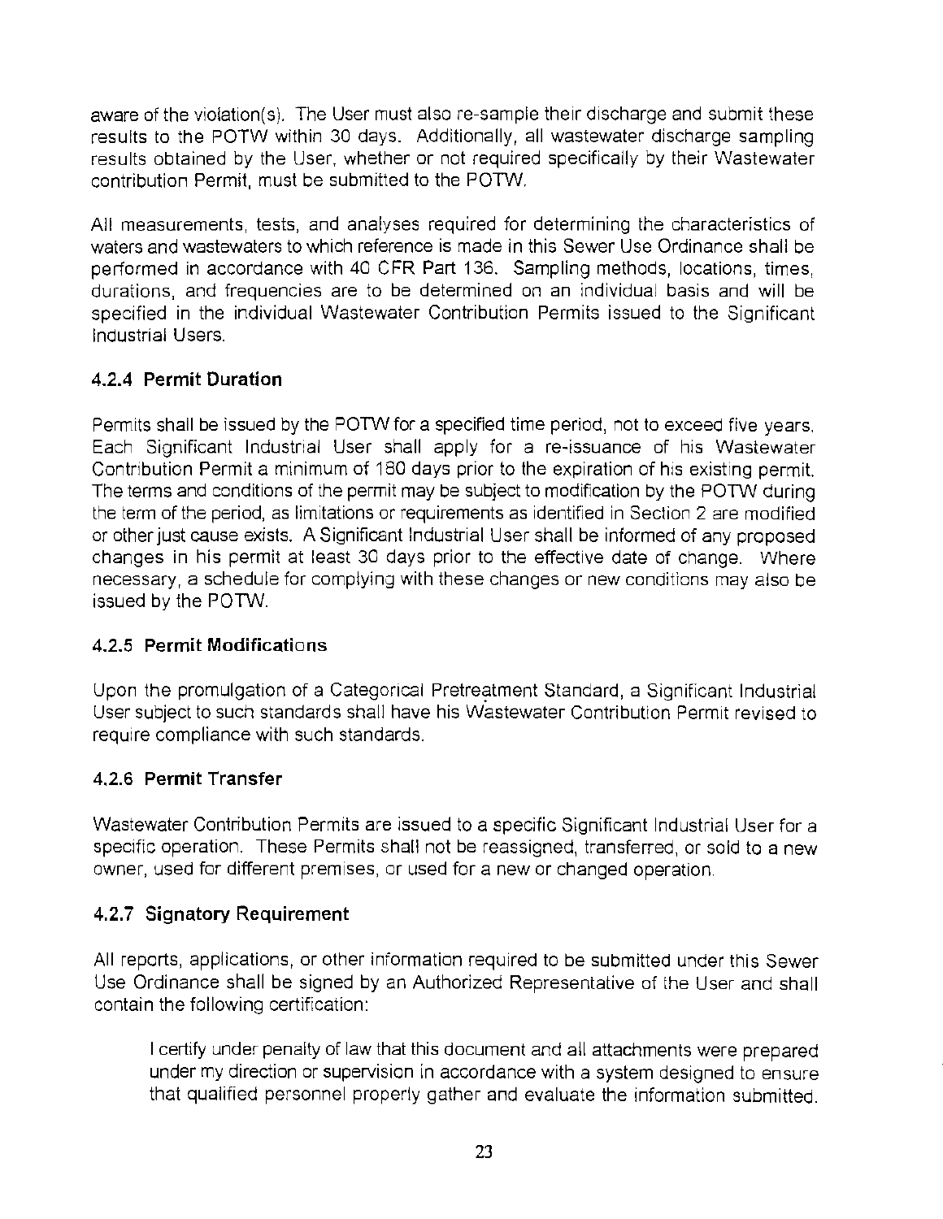aware of the violation(s). The User must also re-sample their discharge and submit these results to the POTW within 30 days. Additionally, all wastewater discharge sampling results obtained by the User, whether or not required specifically by their Wastewater contribution Permit, must be submitted to the POTW.

All measurements, tests, and analyses required for determining the characteristics of waters and wastewaters to which reference is made in this Sewer Use Ordinance shall be performed in accordance with 40 CFR Part 136. Sampling methods, locations, times, durations, and frequencies are to be determined on an individual basis and will be specified in the individual Wastewater Contribution Permits issued to the Significant Industrial Users.

### 4.2.4 Permit Duration

Permits shall be issued by the POTW for a specified time period, not to exceed five years. Each Significant Industrial User shall apply for a re-issuance of his Wastewater Contribution Permit a minimum of 180 days prior to the expiration of his existing permit. The terms and conditions of the permit may be subject to modification by the POTW during the term of the period, as limitations or requirements as identified in Section 2 are modified or other just cause exists. A Significant Industrial User shall be informed of any proposed changes in his permit at least 30 days prior to the effective date of change. Where necessary, a schedule for complying with these changes or new conditions may also be issued by the POTW.

### 4.2.5 Permit Modifications

Upon the promulgation of a Categorical Pretreatment Standard, a Significant Industrial User subject to such standards shall have his Wastewater Contribution Permit revised to require compliance with such standards.

### 4.2.6 Permit Transfer

Wastewater Contribution Permits are issued to a specific Significant Industrial User for a specific operation. These Permits shall not be reassigned, transferred, or sold to a new owner, used for different premises, or used for a new or changed operation.

### 4.2.7 Signatory Requirement

All reports, applications, or other information required to be submitted under this Sewer Use Ordinance shall be signed by an Authorized Representative of the User and shall contain the following certification:

> I certify under penalty of law that this document and all attachments were prepared under my direction or supervision in accordance with a system designed to ensure that qualified personnel properly gather and evaluate the information submitted.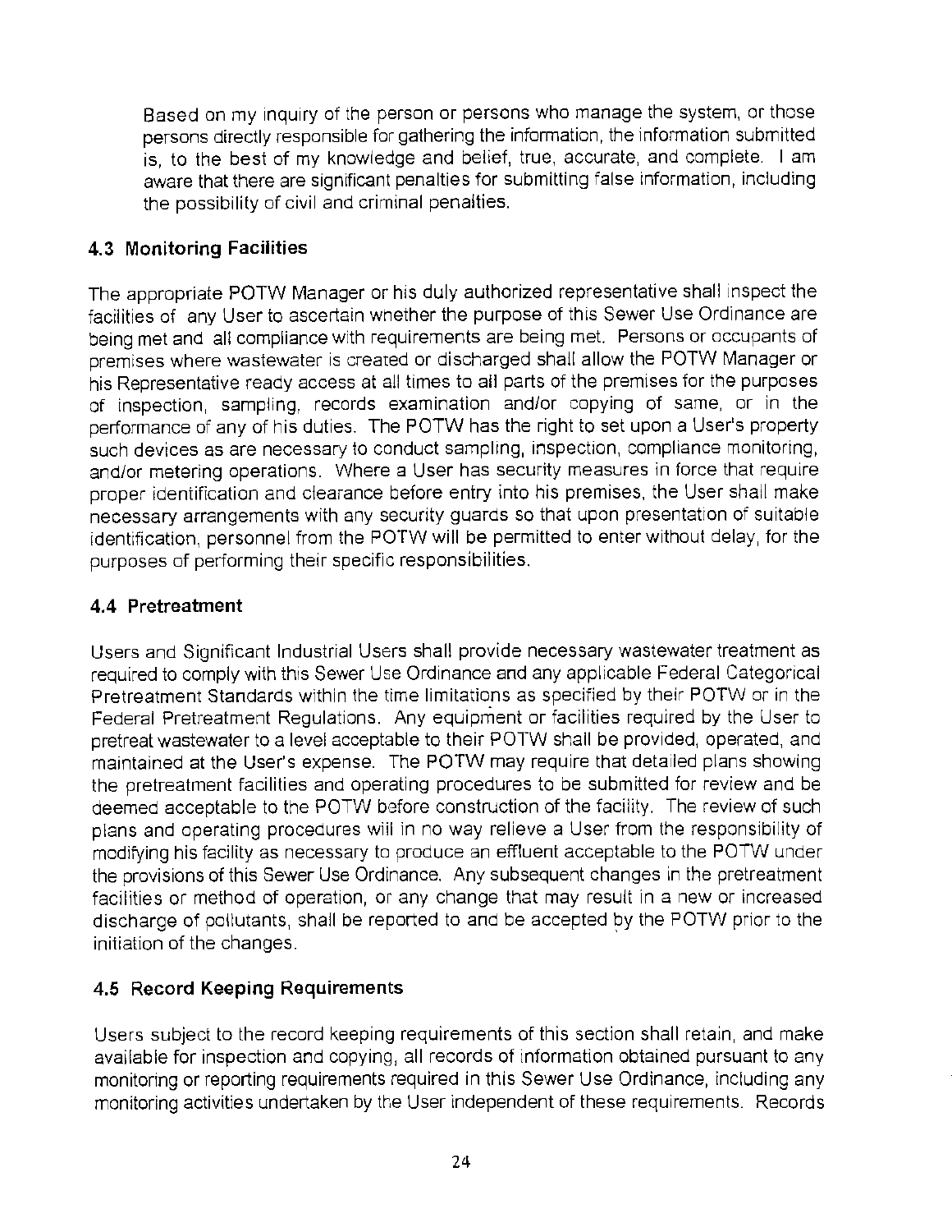Based on my inquiry of the person or persons who manage the system, or those persons directly responsible for gathering the information, the information submitted is, to the best of my knowledge and belief, true, accurate, and complete. I am aware that there are significant penalties for submitting false information, including the possibility of civil and criminal penalties.

### 4.3 Monitoring Facilities

The appropriate POTW Manager or his duly authorized representative shall inspect the facilities of any User to ascertain whether the purpose of this Sewer Use Ordinance are being met and all compliance with requirements are being met. Persons or occupants of premises where wastewater is created or discharged shall allow the POTW Manager or his Representative ready access at all times to all parts of the premises for the purposes of inspection, sampling, records examination and/or copying of same, or in the performance of any of his duties. The POTW has the right to set upon a User's property such devices as are necessary to conduct sampling, inspection, compliance monitoring, and/or metering operations. Where a User has security measures in force that require proper identification and clearance before entry into his premises, the User shall make necessary arrangements with any security guards so that upon presentation of suitable identification, personnel from the POTW will be permitted to enter without delay, for the purposes of performing their specific responsibilities.

### 4.4 Pretreatment

Users and Significant Industrial Users shall provide necessary wastewater treatment as required to comply with this Sewer Use Ordinance and any applicable Federal Categorical Pretreatment Standards within the time limitations as specified by their POTW or in the Federal Pretreatment Regulations. Any equipment or facilities required by the User to pretreat wastewater to a level acceptable to their POTW shall be provided, operated, and maintained at the User's expense. The POTW may require that detailed plans showing the pretreatment facilities and operating procedures to be submitted for review and be deemed acceptable to the POTW before construction of the facility. The review of such plans and operating procedures will in no way relieve a User from the responsibility of modifying his facility as necessary to produce an effluent acceptable to the POTW under the provisions of this Sewer Use Ordinance. Any subsequent changes in the pretreatment facilities or method of operation, or any change that may result in a new or increased discharge of pollutants, shall be reported to and be accepted by the POTW prior to the initiation of the changes.

### 4.5 Record Keeping Requirements

Users subject to the record keeping requirements of this section shall retain, and make available for inspection and copying, all records of information obtained pursuant to any monitoring or reporting requirements required in this Sewer Use Ordinance, including any monitoring activities undertaken by the User independent of these requirements. Records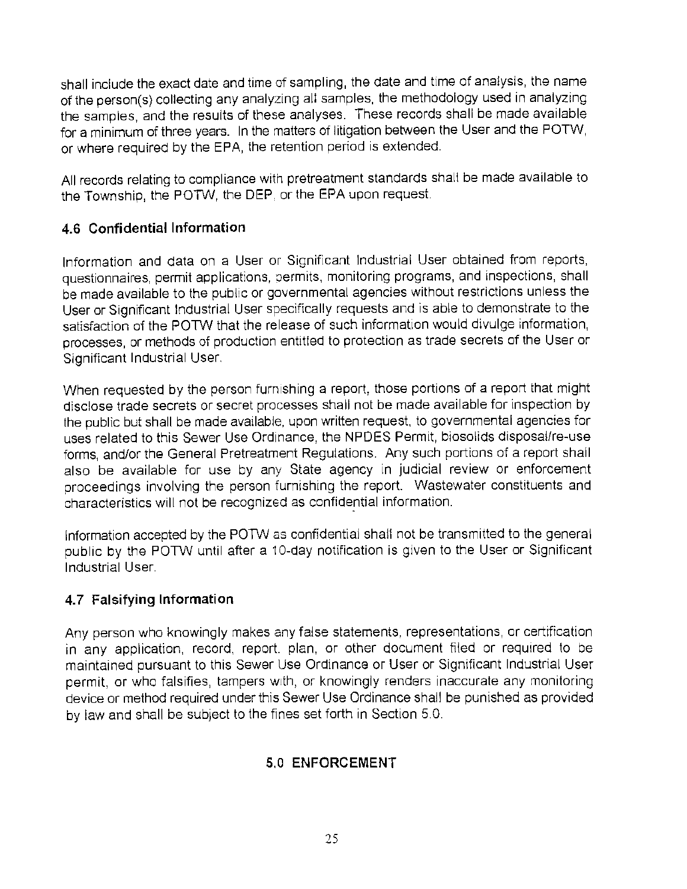shall include the exact date and time of sampling, the date and time of analysis, the name of the person(s) collecting any analyzing all samples, the methodology used in analyzing the samples, and the results of these analyses. These records shall be made available for a minimum of three years. In the matters of litigation between the User and the POTW, or where required by the EPA, the retention period is extended.

All records relating to compliance with pretreatment standards shall be made available to the Township, the POTW, the DEP, or the EPA upon request.

### 4.6 Confidential Information

Information and data on a User or Significant Industrial User obtained from reports, questionnaires, permit applications, permits, monitoring programs, and inspections, shall be made available to the public or governmental agencies without restrictions unless the User or Significant Industrial User specifically requests and is able to demonstrate to the satisfaction of the POTW that the release of such information would divulge information, processes, or methods of production entitled to protection as trade secrets of the User or Significant Industrial User.

When requested by the person furnishing a report, those portions of a report that might disclose trade secrets or secret processes shall not be made available for inspection by the public but shall be made available, upon written request, to governmental agencies for uses related to this Sewer Use Ordinance, the NPDES Permit, biosolids disposal/re-use forms, and/or the General Pretreatment Regulations. Any such portions of a report shall also be available for use by any State agency in judicial review or enforcement proceedings involving the person furnishing the report. Wastewater constituents and characteristics will not be recognized as confidential information.

Information accepted by the POTW as confidential shall not be transmitted to the general public by the POTW until after a 10-day notification is given to the User or Significant Industrial User.

### 4.7 Falsifying Information

Any person who knowingly makes any false statements, representations, or certification in any application, record, report, plan, or other document filed or required to be maintained pursuant to this Sewer Use Ordinance or User or Significant Industrial User permit, or who falsifies, tampers with, or knowingly renders inaccurate any monitoring device or method required under this Sewer Use Ordinance shall be punished as provided by law and shall be subject to the fines set forth in Section 5.0.

## 5.0 ENFORCEMENT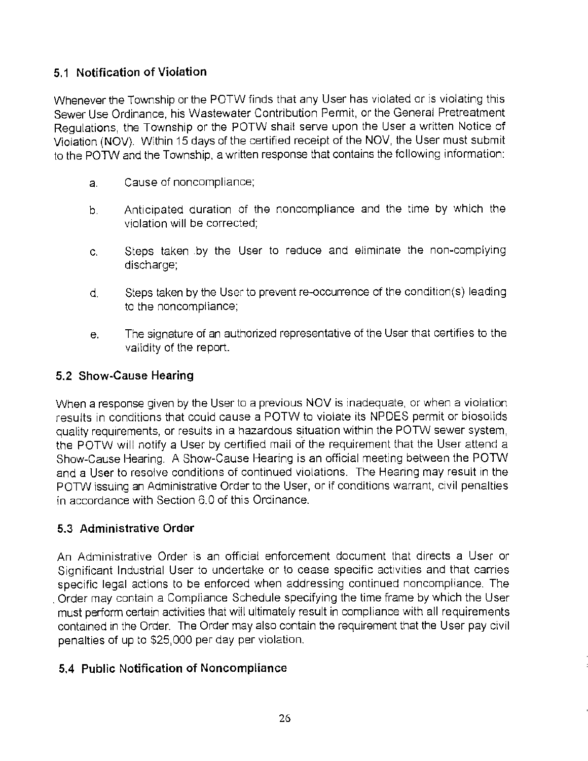### 5.1 Notification of Violation

Whenever the Township or the POTW finds that any User has violated or is violating this Sewer Use Ordinance, his Wastewater Contribution Permit, or the General Pretreatment Regulations, the Township or the POTW shall serve upon the User a written Notice of Violation (NOV). Within 15 days of the certified receipt of the NOV, the User must submit to the POTW and the Township, a written response that contains the following information:

a. Cause of noncompliance;

b. Anticipated duration of the noncompliance and the time by which the violation will be corrected;

c. Steps taken by the User to reduce and eliminate the non-complying discharge;

d. Steps taken by the User to prevent re-occurrence of the condition(s) leading to the noncompliance;

e. The signature of an authorized representative of the User that certifies to the validity of the report.

### 5.2 Show-Cause Hearing

When a response given by the User to a previous NOV is inadequate, or when a violation results in conditions that could cause a POTW to violate its NPDES permit or biosolids quality requirements, or results in a hazardous situation within the POTW sewer system, the POTW will notify a User by certified mail of the requirement that the User attend a Show-Cause Hearing. A Show-Cause Hearing is an official meeting between the POTW and a User to resolve conditions of continued violations. The Hearing may result in the POTW issuing an Administrative Order to the User, or if conditions warrant, civil penalties in accordance with Section 6.0 of this Ordinance.

### 5.3 Administrative Order

An Administrative Order is an official enforcement document that directs a User or Significant Industrial User to undertake or to cease specific activities and that carries specific legal actions to be enforced when addressing continued noncompliance. The Order may contain a Compliance Schedule specifying the time frame by which the User must perform certain activities that will ultimately result in compliance with all requirements contained in the Order. The Order may also contain the requirement that the User pay civil penalties of up to $25,000 per day per violation.

### 5.4 Public Notification of Noncompliance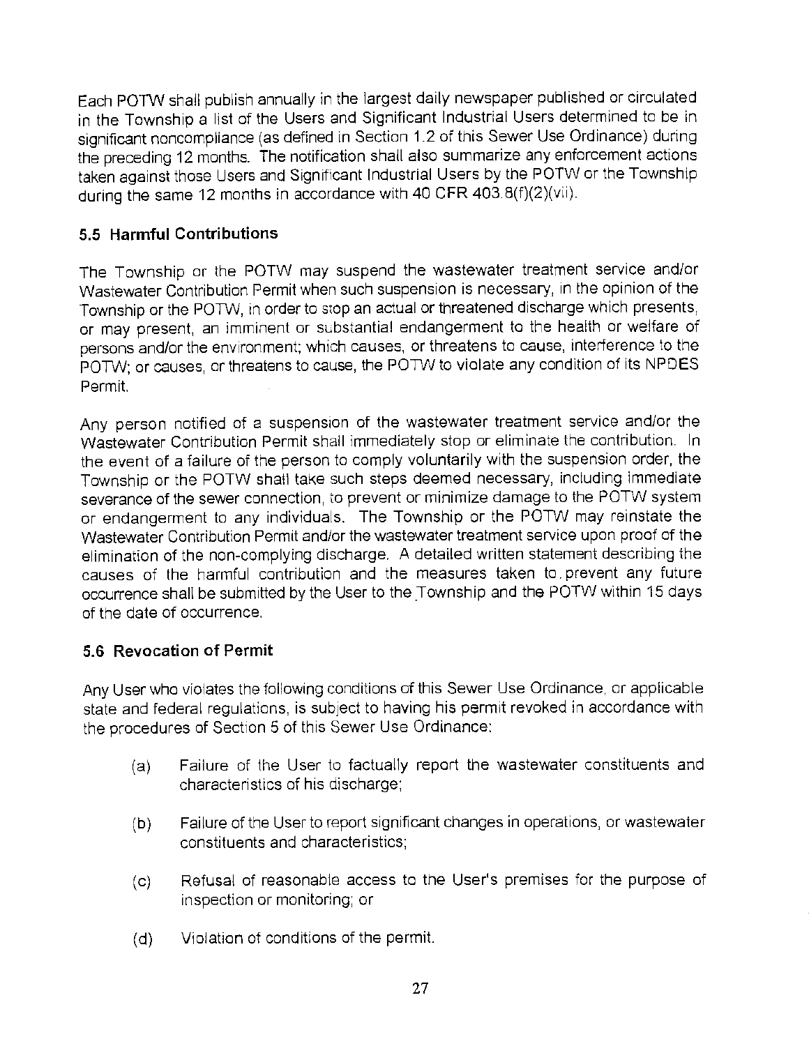Each POTW shall publish annually in the largest daily newspaper published or circulated in the Township a list of the Users and Significant Industrial Users determined to be in significant noncompliance (as defined in Section 1.2 of this Sewer Use Ordinance) during the preceding 12 months. The notification shall also summarize any enforcement actions taken against those Users and Significant Industrial Users by the POTW or the Township during the same 12 months in accordance with 40 CFR 403.8(f)(2)(vii).

### 5.5 Harmful Contributions

The Township or the POTW may suspend the wastewater treatment service and/or Wastewater Contribution Permit when such suspension is necessary, in the opinion of the Township or the POTW, in order to stop an actual or threatened discharge which presents, or may present, an imminent or substantial endangerment to the health or welfare of persons and/or the environment; which causes, or threatens to cause, interference to the POTW; or causes, or threatens to cause, the POTW to violate any condition of its NPDES Permit.

Any person notified of a suspension of the wastewater treatment service and/or the Wastewater Contribution Permit shall immediately stop or eliminate the contribution. In the event of a failure of the person to comply voluntarily with the suspension order, the Township or the POTW shall take such steps deemed necessary, including immediate severance of the sewer connection, to prevent or minimize damage to the POTW system or endangerment to any individuals. The Township or the POTW may reinstate the Wastewater Contribution Permit and/or the wastewater treatment service upon proof of the elimination of the non-complying discharge. A detailed written statement describing the causes of the harmful contribution and the measures taken to prevent any future occurrence shall be submitted by the User to the Township and the POTW within 15 days of the date of occurrence.

### 5.6 Revocation of Permit

Any User who violates the following conditions of this Sewer Use Ordinance, or applicable state and federal regulations, is subject to having his permit revoked in accordance with the procedures of Section 5 of this Sewer Use Ordinance:

(a) Failure of the User to factually report the wastewater constituents and characteristics of his discharge;

(b) Failure of the User to report significant changes in operations, or wastewater constituents and characteristics;

(c) Refusal of reasonable access to the User's premises for the purpose of inspection or monitoring; or

(d) Violation of conditions of the permit.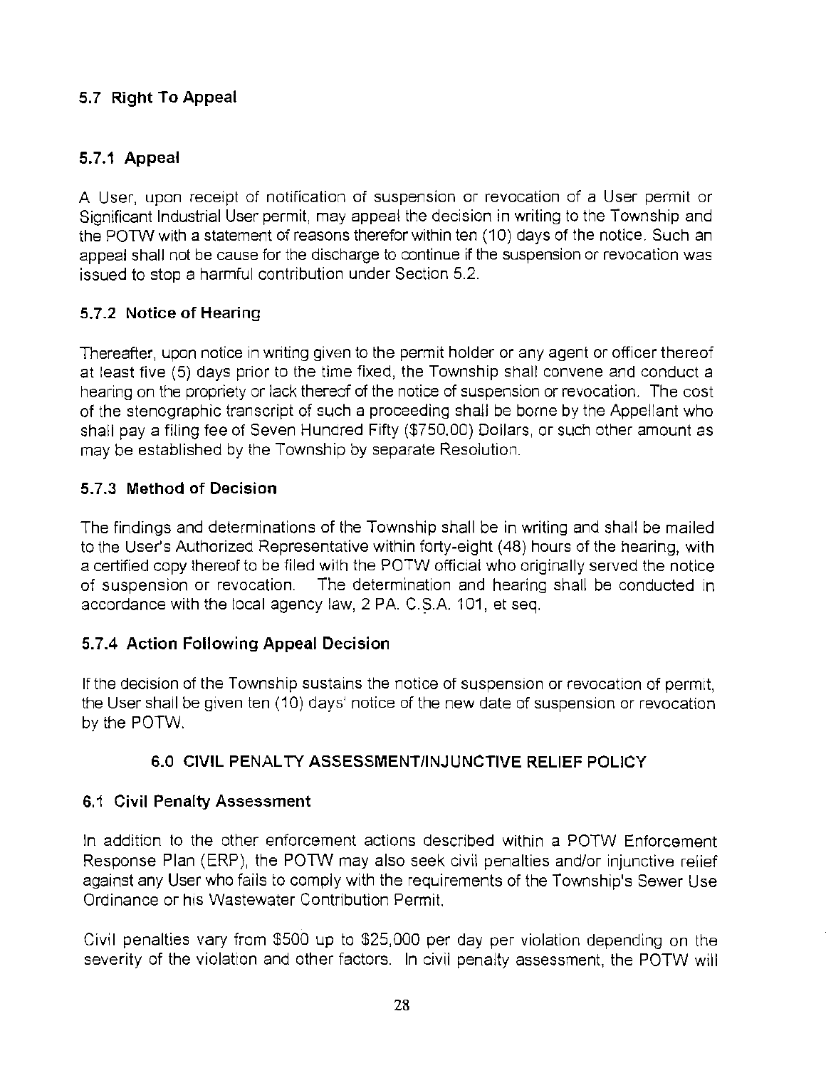### 5.7 Right To Appeal

#### 5.7.1 Appeal

A User, upon receipt of notification of suspension or revocation of a User permit or Significant Industrial User permit, may appeal the decision in writing to the Township and the POTW with a statement of reasons therefor within ten (10) days of the notice. Such an appeal shall not be cause for the discharge to continue if the suspension or revocation was issued to stop a harmful contribution under Section 5.2.

#### 5.7.2 Notice of Hearing

Thereafter, upon notice in writing given to the permit holder or any agent or officer thereof at least five (5) days prior to the time fixed, the Township shall convene and conduct a hearing on the propriety or lack thereof of the notice of suspension or revocation. The cost of the stenographic transcript of such a proceeding shall be borne by the Appellant who shall pay a filing fee of Seven Hundred Fifty ($750.00) Dollars, or such other amount as may be established by the Township by separate Resolution.

#### 5.7.3 Method of Decision

The findings and determinations of the Township shall be in writing and shall be mailed to the User's Authorized Representative within forty-eight (48) hours of the hearing, with a certified copy thereof to be filed with the POTW official who originally served the notice of suspension or revocation. The determination and hearing shall be conducted in accordance with the local agency law, 2 PA. C.S.A. 101, et seq.

#### 5.7.4 Action Following Appeal Decision

If the decision of the Township sustains the notice of suspension or revocation of permit, the User shall be given ten (10) days' notice of the new date of suspension or revocation by the POTW.

## 6.0 CIVIL PENALTY ASSESSMENT/INJUNCTIVE RELIEF POLICY

### 6.1 Civil Penalty Assessment

In addition to the other enforcement actions described within a POTW Enforcement Response Plan (ERP), the POTW may also seek civil penalties and/or injunctive relief against any User who fails to comply with the requirements of the Township's Sewer Use Ordinance or his Wastewater Contribution Permit.

Civil penalties vary from $500 up to $25,000 per day per violation depending on the severity of the violation and other factors. In civil penalty assessment, the POTW will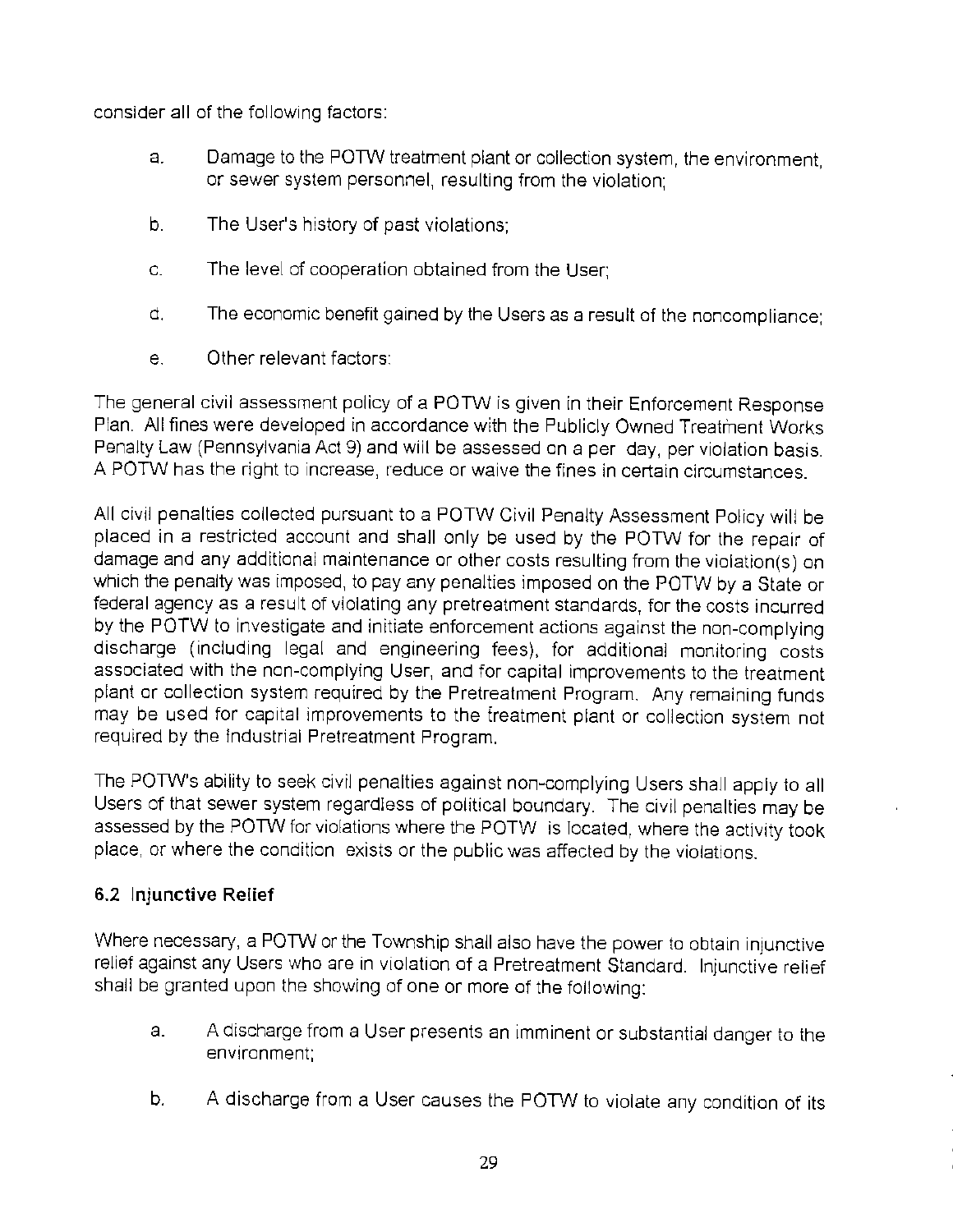consider all of the following factors:

a. Damage to the POTW treatment plant or collection system, the environment, or sewer system personnel, resulting from the violation;

b. The User's history of past violations;

c. The level of cooperation obtained from the User;

d. The economic benefit gained by the Users as a result of the noncompliance;

e. Other relevant factors:

The general civil assessment policy of a POTW is given in their Enforcement Response Plan. All fines were developed in accordance with the Publicly Owned Treatment Works Penalty Law (Pennsylvania Act 9) and will be assessed on a per day, per violation basis. A POTW has the right to increase, reduce or waive the fines in certain circumstances.

All civil penalties collected pursuant to a POTW Civil Penalty Assessment Policy will be placed in a restricted account and shall only be used by the POTW for the repair of damage and any additional maintenance or other costs resulting from the violation(s) on which the penalty was imposed, to pay any penalties imposed on the POTW by a State or federal agency as a result of violating any pretreatment standards, for the costs incurred by the POTW to investigate and initiate enforcement actions against the non-complying discharge (including legal and engineering fees), for additional monitoring costs associated with the non-complying User, and for capital improvements to the treatment plant or collection system required by the Pretreatment Program. Any remaining funds may be used for capital improvements to the treatment plant or collection system not required by the Industrial Pretreatment Program.

The POTW's ability to seek civil penalties against non-complying Users shall apply to all Users of that sewer system regardless of political boundary. The civil penalties may be assessed by the POTW for violations where the POTW is located, where the activity took place, or where the condition exists or the public was affected by the violations.

### 6.2 Injunctive Relief

Where necessary, a POTW or the Township shall also have the power to obtain injunctive relief against any Users who are in violation of a Pretreatment Standard. Injunctive relief shall be granted upon the showing of one or more of the following:

a. A discharge from a User presents an imminent or substantial danger to the environment;

b. A discharge from a User causes the POTW to violate any condition of its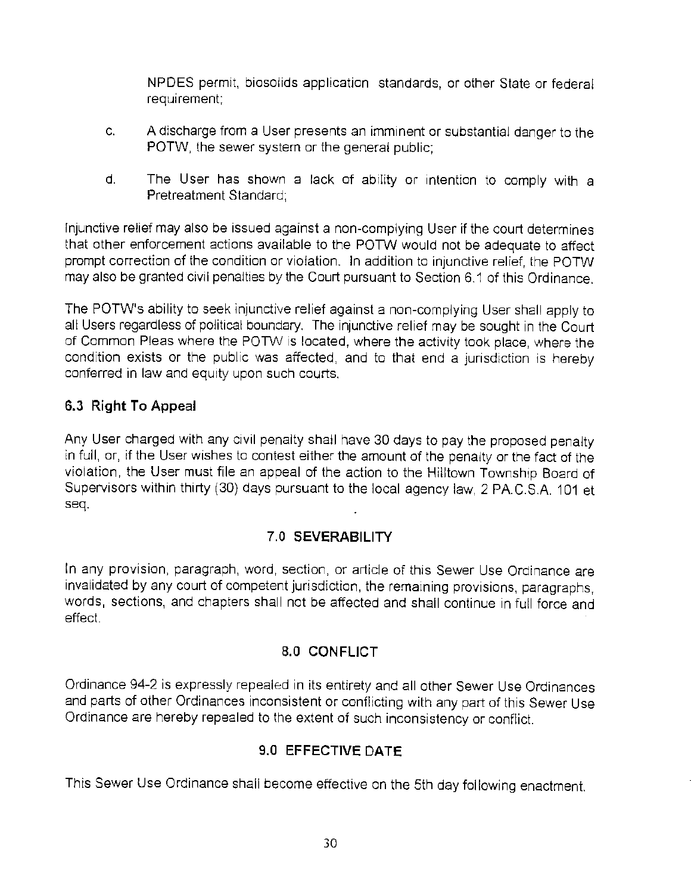NPDES permit, biosolids application standards, or other State or federal requirement;

c. A discharge from a User presents an imminent or substantial danger to the POTW, the sewer system or the general public;

d. The User has shown a lack of ability or intention to comply with a Pretreatment Standard;

Injunctive relief may also be issued against a non-complying User if the court determines that other enforcement actions available to the POTW would not be adequate to affect prompt correction of the condition or violation. In addition to injunctive relief, the POTW may also be granted civil penalties by the Court pursuant to Section 6.1 of this Ordinance.

The POTW's ability to seek injunctive relief against a non-complying User shall apply to all Users regardless of political boundary. The injunctive relief may be sought in the Court of Common Pleas where the POTW is located, where the activity took place, where the condition exists or the public was affected, and to that end a jurisdiction is hereby conferred in law and equity upon such courts.

### 6.3 Right To Appeal

Any User charged with any civil penalty shall have 30 days to pay the proposed penalty in full, or, if the User wishes to contest either the amount of the penalty or the fact of the violation, the User must file an appeal of the action to the Hilltown Township Board of Supervisors within thirty (30) days pursuant to the local agency law, 2 PA.C.S.A. 101 et seq.

## 7.0 SEVERABILITY

In any provision, paragraph, word, section, or article of this Sewer Use Ordinance are invalidated by any court of competent jurisdiction, the remaining provisions, paragraphs, words, sections, and chapters shall not be affected and shall continue in full force and effect.

## 8.0 CONFLICT

Ordinance 94-2 is expressly repealed in its entirety and all other Sewer Use Ordinances and parts of other Ordinances inconsistent or conflicting with any part of this Sewer Use Ordinance are hereby repealed to the extent of such inconsistency or conflict.

## 9.0 EFFECTIVE DATE

This Sewer Use Ordinance shall become effective on the 5th day following enactment.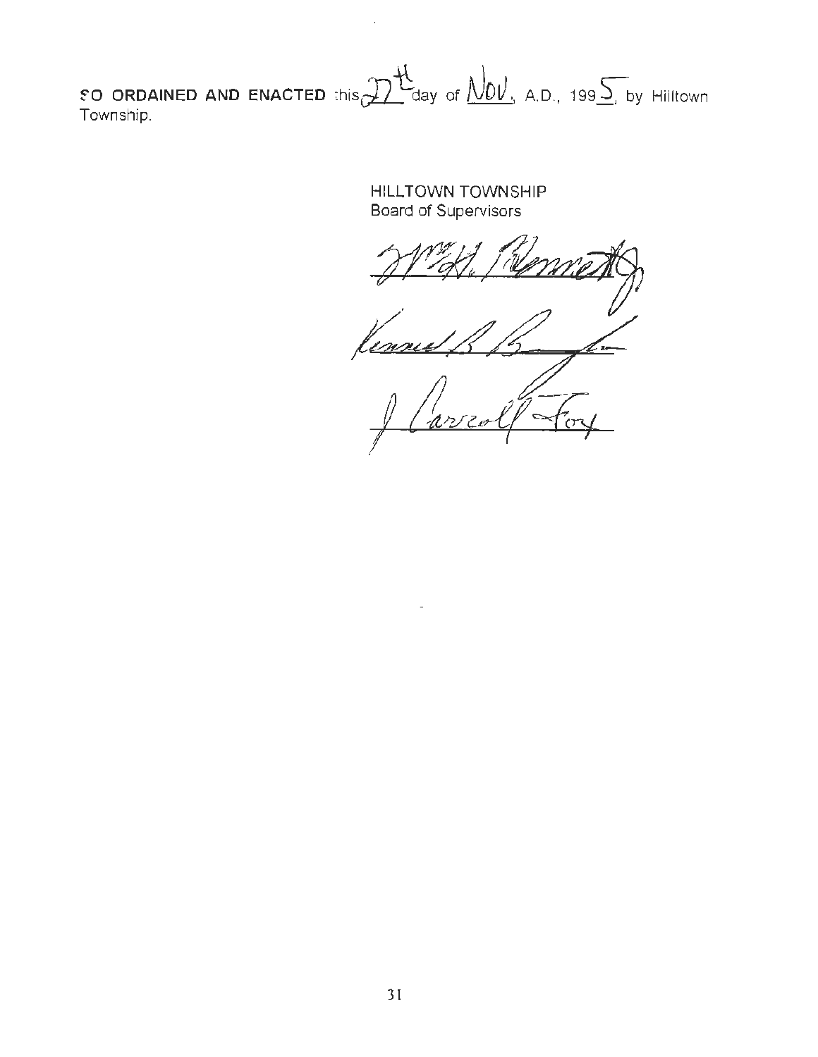**SO ORDAINED AND ENACTED** this 27th day of Nov, A.D., 1995, by Hilltown Township.

HILLTOWN TOWNSHIP
Board of Supervisors

Wm. H. Bennett, Jr.

Kenneth B. Bennington

J. Carroll Fox